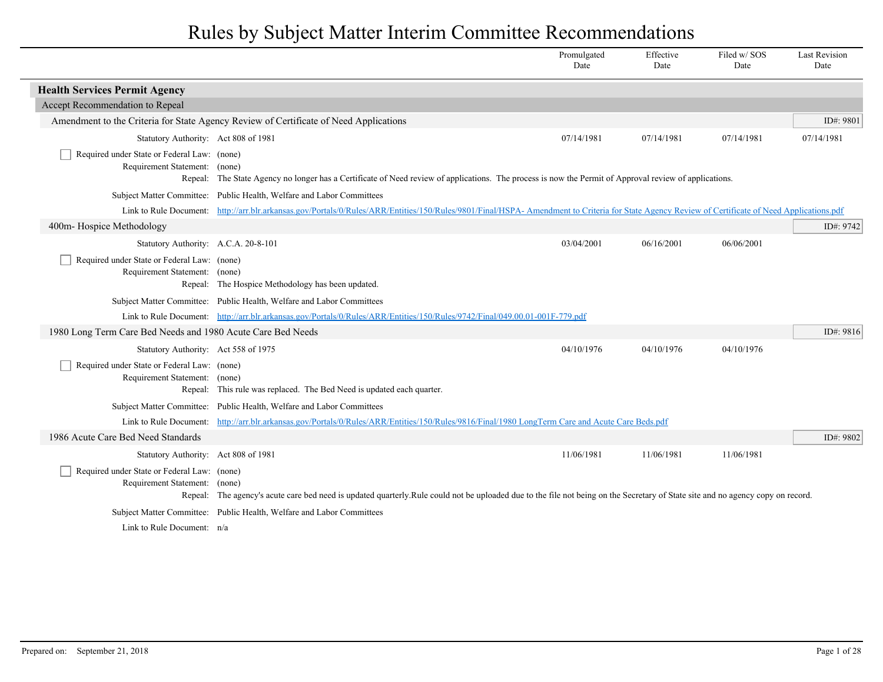# Rules by Subject Matter Interim Committee Recommendations

| | Promulgated Date | Effective Date | Filed w/ SOS Date | Last Revision Date |
|---|---|---|---|---|

## Health Services Permit Agency

### Accept Recommendation to Repeal

#### Amendment to the Criteria for State Agency Review of Certificate of Need Applications

ID#: 9801

| | Promulgated Date | Effective Date | Filed w/ SOS Date | Last Revision Date |
|---|---|---|---|---|
| Statutory Authority: Act 808 of 1981 | 07/14/1981 | 07/14/1981 | 07/14/1981 | 07/14/1981 |

- [ ] Required under State or Federal Law: (none)

Requirement Statement: (none)

Repeal: The State Agency no longer has a Certificate of Need review of applications. The process is now the Permit of Approval review of applications.

Subject Matter Committee: Public Health, Welfare and Labor Committees

Link to Rule Document: http://arr.blr.arkansas.gov/Portals/0/Rules/ARR/Entities/150/Rules/9801/Final/HSPA- Amendment to Criteria for State Agency Review of Certificate of Need Applications.pdf

#### 400m- Hospice Methodology

ID#: 9742

| | Promulgated Date | Effective Date | Filed w/ SOS Date | Last Revision Date |
|---|---|---|---|---|
| Statutory Authority: A.C.A. 20-8-101 | 03/04/2001 | 06/16/2001 | 06/06/2001 | |

- [ ] Required under State or Federal Law: (none)

Requirement Statement: (none)

Repeal: The Hospice Methodology has been updated.

Subject Matter Committee: Public Health, Welfare and Labor Committees

Link to Rule Document: http://arr.blr.arkansas.gov/Portals/0/Rules/ARR/Entities/150/Rules/9742/Final/049.00.01-001F-779.pdf

#### 1980 Long Term Care Bed Needs and 1980 Acute Care Bed Needs

ID#: 9816

| | Promulgated Date | Effective Date | Filed w/ SOS Date | Last Revision Date |
|---|---|---|---|---|
| Statutory Authority: Act 558 of 1975 | 04/10/1976 | 04/10/1976 | 04/10/1976 | |

- [ ] Required under State or Federal Law: (none)

Requirement Statement: (none)

Repeal: This rule was replaced. The Bed Need is updated each quarter.

Subject Matter Committee: Public Health, Welfare and Labor Committees

Link to Rule Document: http://arr.blr.arkansas.gov/Portals/0/Rules/ARR/Entities/150/Rules/9816/Final/1980 LongTerm Care and Acute Care Beds.pdf

#### 1986 Acute Care Bed Need Standards

ID#: 9802

| | Promulgated Date | Effective Date | Filed w/ SOS Date | Last Revision Date |
|---|---|---|---|---|
| Statutory Authority: Act 808 of 1981 | 11/06/1981 | 11/06/1981 | 11/06/1981 | |

- [ ] Required under State or Federal Law: (none)

Requirement Statement: (none)

Repeal: The agency's acute care bed need is updated quarterly.Rule could not be uploaded due to the file not being on the Secretary of State site and no agency copy on record.

Subject Matter Committee: Public Health, Welfare and Labor Committees

Link to Rule Document: n/a

Prepared on: September 21, 2018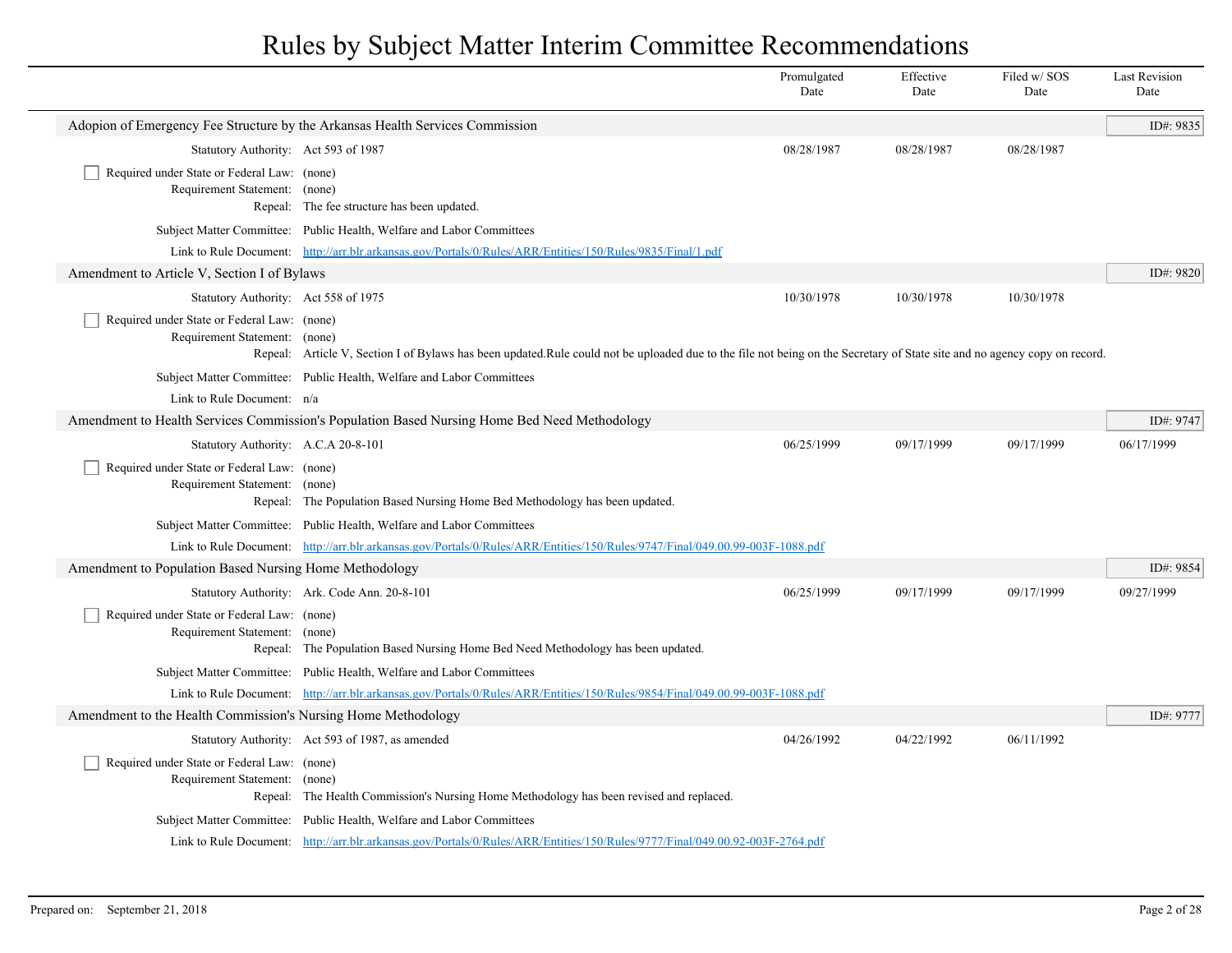# Rules by Subject Matter Interim Committee Recommendations

| | Promulgated Date | Effective Date | Filed w/ SOS Date | Last Revision Date |
|---|---|---|---|---|

## Adopion of Emergency Fee Structure by the Arkansas Health Services Commission

ID#: 9835

| | | Promulgated Date | Effective Date | Filed w/ SOS Date | Last Revision Date |
|---|---|---|---|---|---|
| Statutory Authority: | Act 593 of 1987 | 08/28/1987 | 08/28/1987 | 08/28/1987 | |

- [ ] Required under State or Federal Law: (none)

Requirement Statement: (none)

Repeal: The fee structure has been updated.

Subject Matter Committee: Public Health, Welfare and Labor Committees

Link to Rule Document: http://arr.blr.arkansas.gov/Portals/0/Rules/ARR/Entities/150/Rules/9835/Final/1.pdf

## Amendment to Article V, Section I of Bylaws

ID#: 9820

| | | Promulgated Date | Effective Date | Filed w/ SOS Date | Last Revision Date |
|---|---|---|---|---|---|
| Statutory Authority: | Act 558 of 1975 | 10/30/1978 | 10/30/1978 | 10/30/1978 | |

- [ ] Required under State or Federal Law: (none)

Requirement Statement: (none)

Repeal: Article V, Section I of Bylaws has been updated.Rule could not be uploaded due to the file not being on the Secretary of State site and no agency copy on record.

Subject Matter Committee: Public Health, Welfare and Labor Committees

Link to Rule Document: n/a

## Amendment to Health Services Commission's Population Based Nursing Home Bed Need Methodology

ID#: 9747

| | | Promulgated Date | Effective Date | Filed w/ SOS Date | Last Revision Date |
|---|---|---|---|---|---|
| Statutory Authority: | A.C.A 20-8-101 | 06/25/1999 | 09/17/1999 | 09/17/1999 | 06/17/1999 |

- [ ] Required under State or Federal Law: (none)

Requirement Statement: (none)

Repeal: The Population Based Nursing Home Bed Methodology has been updated.

Subject Matter Committee: Public Health, Welfare and Labor Committees

Link to Rule Document: http://arr.blr.arkansas.gov/Portals/0/Rules/ARR/Entities/150/Rules/9747/Final/049.00.99-003F-1088.pdf

## Amendment to Population Based Nursing Home Methodology

ID#: 9854

| | | Promulgated Date | Effective Date | Filed w/ SOS Date | Last Revision Date |
|---|---|---|---|---|---|
| Statutory Authority: | Ark. Code Ann. 20-8-101 | 06/25/1999 | 09/17/1999 | 09/17/1999 | 09/27/1999 |

- [ ] Required under State or Federal Law: (none)

Requirement Statement: (none)

Repeal: The Population Based Nursing Home Bed Need Methodology has been updated.

Subject Matter Committee: Public Health, Welfare and Labor Committees

Link to Rule Document: http://arr.blr.arkansas.gov/Portals/0/Rules/ARR/Entities/150/Rules/9854/Final/049.00.99-003F-1088.pdf

## Amendment to the Health Commission's Nursing Home Methodology

ID#: 9777

| | | Promulgated Date | Effective Date | Filed w/ SOS Date | Last Revision Date |
|---|---|---|---|---|---|
| Statutory Authority: | Act 593 of 1987, as amended | 04/26/1992 | 04/22/1992 | 06/11/1992 | |

- [ ] Required under State or Federal Law: (none)

Requirement Statement: (none)

Repeal: The Health Commission's Nursing Home Methodology has been revised and replaced.

Subject Matter Committee: Public Health, Welfare and Labor Committees

Link to Rule Document: http://arr.blr.arkansas.gov/Portals/0/Rules/ARR/Entities/150/Rules/9777/Final/049.00.92-003F-2764.pdf

Prepared on: September 21, 2018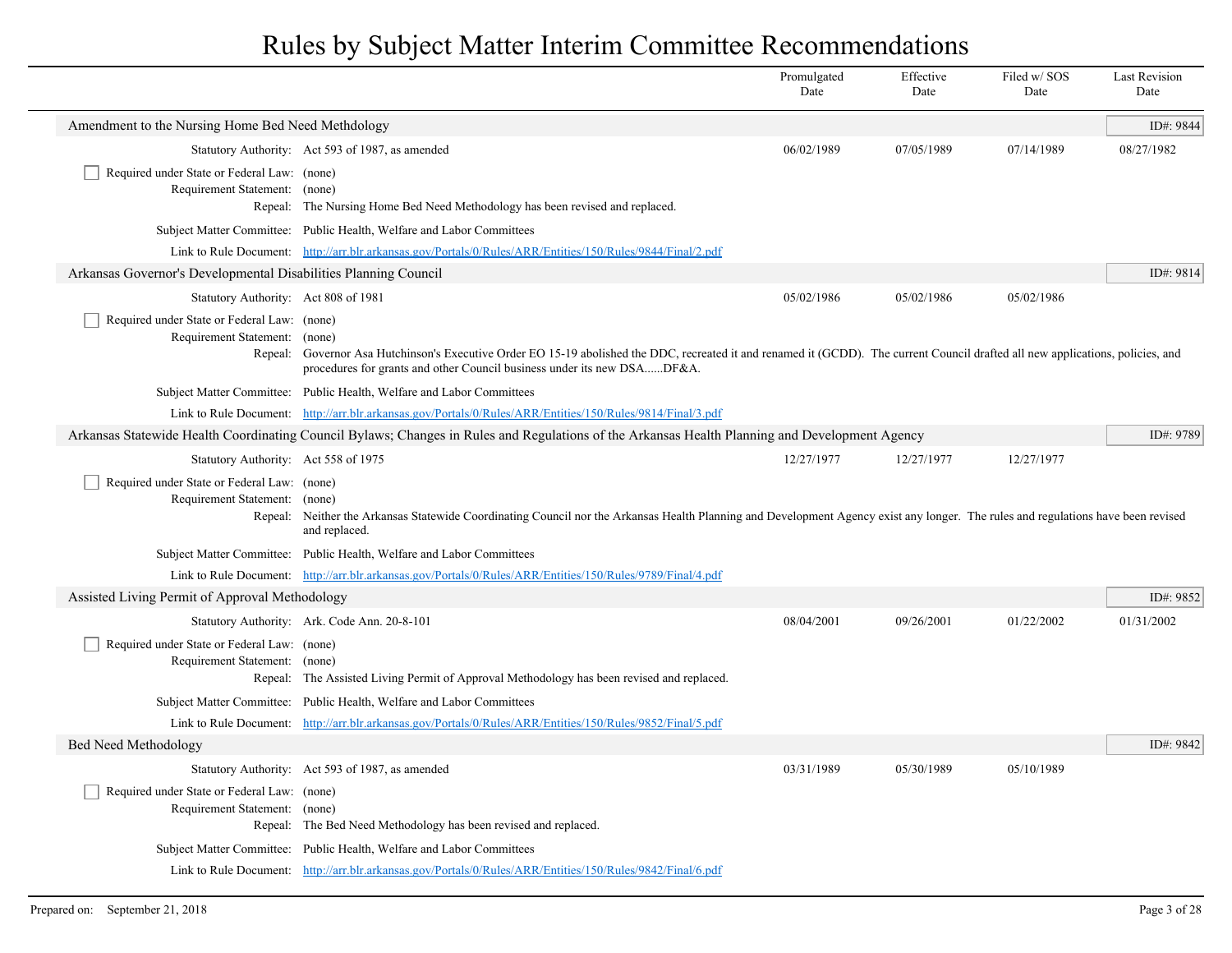# Rules by Subject Matter Interim Committee Recommendations

| | Promulgated Date | Effective Date | Filed w/ SOS Date | Last Revision Date |
|---|---|---|---|---|

## Amendment to the Nursing Home Bed Need Methdology

ID#: 9844

| | Promulgated Date | Effective Date | Filed w/ SOS Date | Last Revision Date |
|---|---|---|---|---|
| Statutory Authority: Act 593 of 1987, as amended | 06/02/1989 | 07/05/1989 | 07/14/1989 | 08/27/1982 |

- [ ] Required under State or Federal Law: (none)

Requirement Statement: (none)

Repeal: The Nursing Home Bed Need Methodology has been revised and replaced.

Subject Matter Committee: Public Health, Welfare and Labor Committees

Link to Rule Document: http://arr.blr.arkansas.gov/Portals/0/Rules/ARR/Entities/150/Rules/9844/Final/2.pdf

## Arkansas Governor's Developmental Disabilities Planning Council

ID#: 9814

| | Promulgated Date | Effective Date | Filed w/ SOS Date | Last Revision Date |
|---|---|---|---|---|
| Statutory Authority: Act 808 of 1981 | 05/02/1986 | 05/02/1986 | 05/02/1986 | |

- [ ] Required under State or Federal Law: (none)

Requirement Statement: (none)

Repeal: Governor Asa Hutchinson's Executive Order EO 15-19 abolished the DDC, recreated it and renamed it (GCDD). The current Council drafted all new applications, policies, and procedures for grants and other Council business under its new DSA......DF&A.

Subject Matter Committee: Public Health, Welfare and Labor Committees

Link to Rule Document: http://arr.blr.arkansas.gov/Portals/0/Rules/ARR/Entities/150/Rules/9814/Final/3.pdf

## Arkansas Statewide Health Coordinating Council Bylaws; Changes in Rules and Regulations of the Arkansas Health Planning and Development Agency

ID#: 9789

| | Promulgated Date | Effective Date | Filed w/ SOS Date | Last Revision Date |
|---|---|---|---|---|
| Statutory Authority: Act 558 of 1975 | 12/27/1977 | 12/27/1977 | 12/27/1977 | |

- [ ] Required under State or Federal Law: (none)

Requirement Statement: (none)

Repeal: Neither the Arkansas Statewide Coordinating Council nor the Arkansas Health Planning and Development Agency exist any longer. The rules and regulations have been revised and replaced.

Subject Matter Committee: Public Health, Welfare and Labor Committees

Link to Rule Document: http://arr.blr.arkansas.gov/Portals/0/Rules/ARR/Entities/150/Rules/9789/Final/4.pdf

## Assisted Living Permit of Approval Methodology

ID#: 9852

| | Promulgated Date | Effective Date | Filed w/ SOS Date | Last Revision Date |
|---|---|---|---|---|
| Statutory Authority: Ark. Code Ann. 20-8-101 | 08/04/2001 | 09/26/2001 | 01/22/2002 | 01/31/2002 |

- [ ] Required under State or Federal Law: (none)

Requirement Statement: (none)

Repeal: The Assisted Living Permit of Approval Methodology has been revised and replaced.

Subject Matter Committee: Public Health, Welfare and Labor Committees

Link to Rule Document: http://arr.blr.arkansas.gov/Portals/0/Rules/ARR/Entities/150/Rules/9852/Final/5.pdf

## Bed Need Methodology

ID#: 9842

| | Promulgated Date | Effective Date | Filed w/ SOS Date | Last Revision Date |
|---|---|---|---|---|
| Statutory Authority: Act 593 of 1987, as amended | 03/31/1989 | 05/30/1989 | 05/10/1989 | |

- [ ] Required under State or Federal Law: (none)

Requirement Statement: (none)

Repeal: The Bed Need Methodology has been revised and replaced.

Subject Matter Committee: Public Health, Welfare and Labor Committees

Link to Rule Document: http://arr.blr.arkansas.gov/Portals/0/Rules/ARR/Entities/150/Rules/9842/Final/6.pdf

Prepared on: September 21, 2018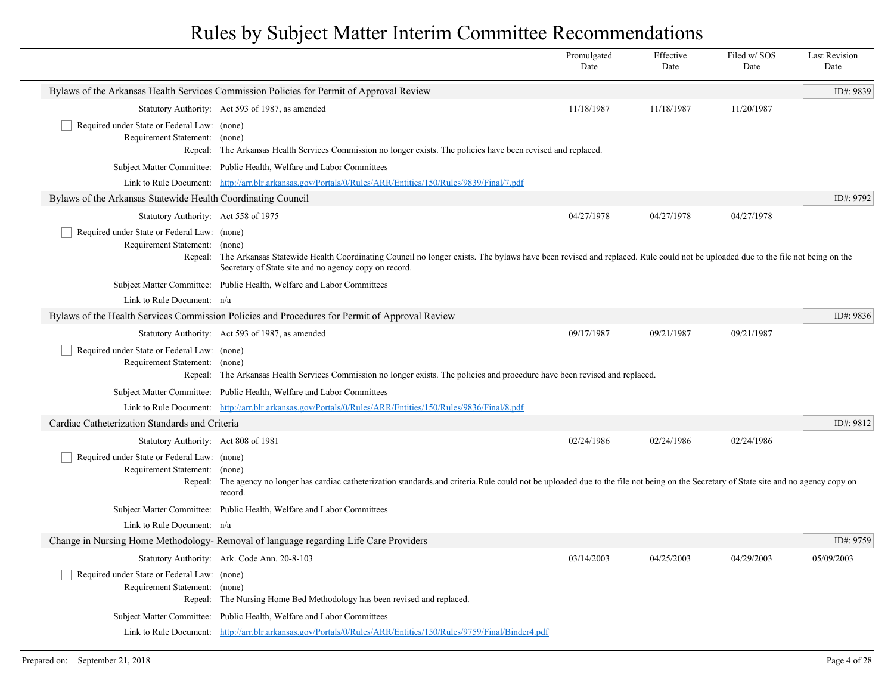# Rules by Subject Matter Interim Committee Recommendations

| | Promulgated Date | Effective Date | Filed w/ SOS Date | Last Revision Date |
|---|---|---|---|---|

## Bylaws of the Arkansas Health Services Commission Policies for Permit of Approval Review

ID#: 9839

| | Promulgated Date | Effective Date | Filed w/ SOS Date | Last Revision Date |
|---|---|---|---|---|
| Statutory Authority: Act 593 of 1987, as amended | 11/18/1987 | 11/18/1987 | 11/20/1987 | |

- [ ] Required under State or Federal Law: (none)

Requirement Statement: (none)

Repeal: The Arkansas Health Services Commission no longer exists. The policies have been revised and replaced.

Subject Matter Committee: Public Health, Welfare and Labor Committees

Link to Rule Document: http://arr.blr.arkansas.gov/Portals/0/Rules/ARR/Entities/150/Rules/9839/Final/7.pdf

## Bylaws of the Arkansas Statewide Health Coordinating Council

ID#: 9792

| | Promulgated Date | Effective Date | Filed w/ SOS Date | Last Revision Date |
|---|---|---|---|---|
| Statutory Authority: Act 558 of 1975 | 04/27/1978 | 04/27/1978 | 04/27/1978 | |

- [ ] Required under State or Federal Law: (none)

Requirement Statement: (none)

Repeal: The Arkansas Statewide Health Coordinating Council no longer exists. The bylaws have been revised and replaced. Rule could not be uploaded due to the file not being on the Secretary of State site and no agency copy on record.

Subject Matter Committee: Public Health, Welfare and Labor Committees

Link to Rule Document: n/a

## Bylaws of the Health Services Commission Policies and Procedures for Permit of Approval Review

ID#: 9836

| | Promulgated Date | Effective Date | Filed w/ SOS Date | Last Revision Date |
|---|---|---|---|---|
| Statutory Authority: Act 593 of 1987, as amended | 09/17/1987 | 09/21/1987 | 09/21/1987 | |

- [ ] Required under State or Federal Law: (none)

Requirement Statement: (none)

Repeal: The Arkansas Health Services Commission no longer exists. The policies and procedure have been revised and replaced.

Subject Matter Committee: Public Health, Welfare and Labor Committees

Link to Rule Document: http://arr.blr.arkansas.gov/Portals/0/Rules/ARR/Entities/150/Rules/9836/Final/8.pdf

## Cardiac Catheterization Standards and Criteria

ID#: 9812

| | Promulgated Date | Effective Date | Filed w/ SOS Date | Last Revision Date |
|---|---|---|---|---|
| Statutory Authority: Act 808 of 1981 | 02/24/1986 | 02/24/1986 | 02/24/1986 | |

- [ ] Required under State or Federal Law: (none)

Requirement Statement: (none)

Repeal: The agency no longer has cardiac catheterization standards.and criteria.Rule could not be uploaded due to the file not being on the Secretary of State site and no agency copy on record.

Subject Matter Committee: Public Health, Welfare and Labor Committees

Link to Rule Document: n/a

## Change in Nursing Home Methodology- Removal of language regarding Life Care Providers

ID#: 9759

| | Promulgated Date | Effective Date | Filed w/ SOS Date | Last Revision Date |
|---|---|---|---|---|
| Statutory Authority: Ark. Code Ann. 20-8-103 | 03/14/2003 | 04/25/2003 | 04/29/2003 | 05/09/2003 |

- [ ] Required under State or Federal Law: (none)

Requirement Statement: (none)

Repeal: The Nursing Home Bed Methodology has been revised and replaced.

Subject Matter Committee: Public Health, Welfare and Labor Committees

Link to Rule Document: http://arr.blr.arkansas.gov/Portals/0/Rules/ARR/Entities/150/Rules/9759/Final/Binder4.pdf

Prepared on: September 21, 2018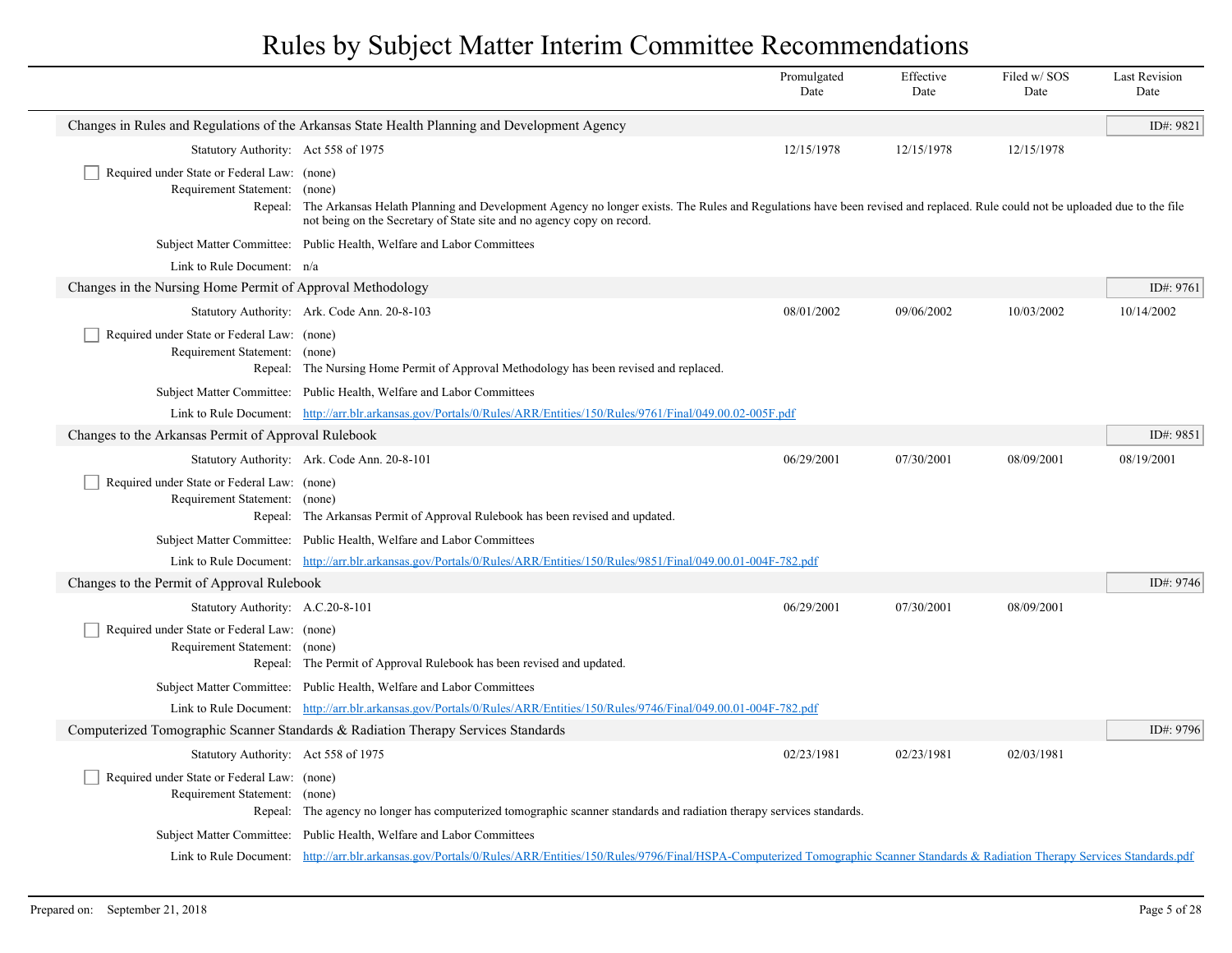# Rules by Subject Matter Interim Committee Recommendations

| | Promulgated Date | Effective Date | Filed w/ SOS Date | Last Revision Date |
|---|---|---|---|---|

## Changes in Rules and Regulations of the Arkansas State Health Planning and Development Agency

ID#: 9821

| | Promulgated Date | Effective Date | Filed w/ SOS Date | Last Revision Date |
|---|---|---|---|---|
| Statutory Authority: Act 558 of 1975 | 12/15/1978 | 12/15/1978 | 12/15/1978 | |

- [ ] Required under State or Federal Law: (none)

Requirement Statement: (none)

Repeal: The Arkansas Helath Planning and Development Agency no longer exists. The Rules and Regulations have been revised and replaced. Rule could not be uploaded due to the file not being on the Secretary of State site and no agency copy on record.

Subject Matter Committee: Public Health, Welfare and Labor Committees

Link to Rule Document: n/a

## Changes in the Nursing Home Permit of Approval Methodology

ID#: 9761

| | Promulgated Date | Effective Date | Filed w/ SOS Date | Last Revision Date |
|---|---|---|---|---|
| Statutory Authority: Ark. Code Ann. 20-8-103 | 08/01/2002 | 09/06/2002 | 10/03/2002 | 10/14/2002 |

- [ ] Required under State or Federal Law: (none)

Requirement Statement: (none)

Repeal: The Nursing Home Permit of Approval Methodology has been revised and replaced.

Subject Matter Committee: Public Health, Welfare and Labor Committees

Link to Rule Document: http://arr.blr.arkansas.gov/Portals/0/Rules/ARR/Entities/150/Rules/9761/Final/049.00.02-005F.pdf

## Changes to the Arkansas Permit of Approval Rulebook

ID#: 9851

| | Promulgated Date | Effective Date | Filed w/ SOS Date | Last Revision Date |
|---|---|---|---|---|
| Statutory Authority: Ark. Code Ann. 20-8-101 | 06/29/2001 | 07/30/2001 | 08/09/2001 | 08/19/2001 |

- [ ] Required under State or Federal Law: (none)

Requirement Statement: (none)

Repeal: The Arkansas Permit of Approval Rulebook has been revised and updated.

Subject Matter Committee: Public Health, Welfare and Labor Committees

Link to Rule Document: http://arr.blr.arkansas.gov/Portals/0/Rules/ARR/Entities/150/Rules/9851/Final/049.00.01-004F-782.pdf

## Changes to the Permit of Approval Rulebook

ID#: 9746

| | Promulgated Date | Effective Date | Filed w/ SOS Date | Last Revision Date |
|---|---|---|---|---|
| Statutory Authority: A.C.20-8-101 | 06/29/2001 | 07/30/2001 | 08/09/2001 | |

- [ ] Required under State or Federal Law: (none)

Requirement Statement: (none)

Repeal: The Permit of Approval Rulebook has been revised and updated.

Subject Matter Committee: Public Health, Welfare and Labor Committees

Link to Rule Document: http://arr.blr.arkansas.gov/Portals/0/Rules/ARR/Entities/150/Rules/9746/Final/049.00.01-004F-782.pdf

## Computerized Tomographic Scanner Standards & Radiation Therapy Services Standards

ID#: 9796

| | Promulgated Date | Effective Date | Filed w/ SOS Date | Last Revision Date |
|---|---|---|---|---|
| Statutory Authority: Act 558 of 1975 | 02/23/1981 | 02/23/1981 | 02/03/1981 | |

- [ ] Required under State or Federal Law: (none)

Requirement Statement: (none)

Repeal: The agency no longer has computerized tomographic scanner standards and radiation therapy services standards.

Subject Matter Committee: Public Health, Welfare and Labor Committees

Link to Rule Document: http://arr.blr.arkansas.gov/Portals/0/Rules/ARR/Entities/150/Rules/9796/Final/HSPA-Computerized Tomographic Scanner Standards & Radiation Therapy Services Standards.pdf

Prepared on: September 21, 2018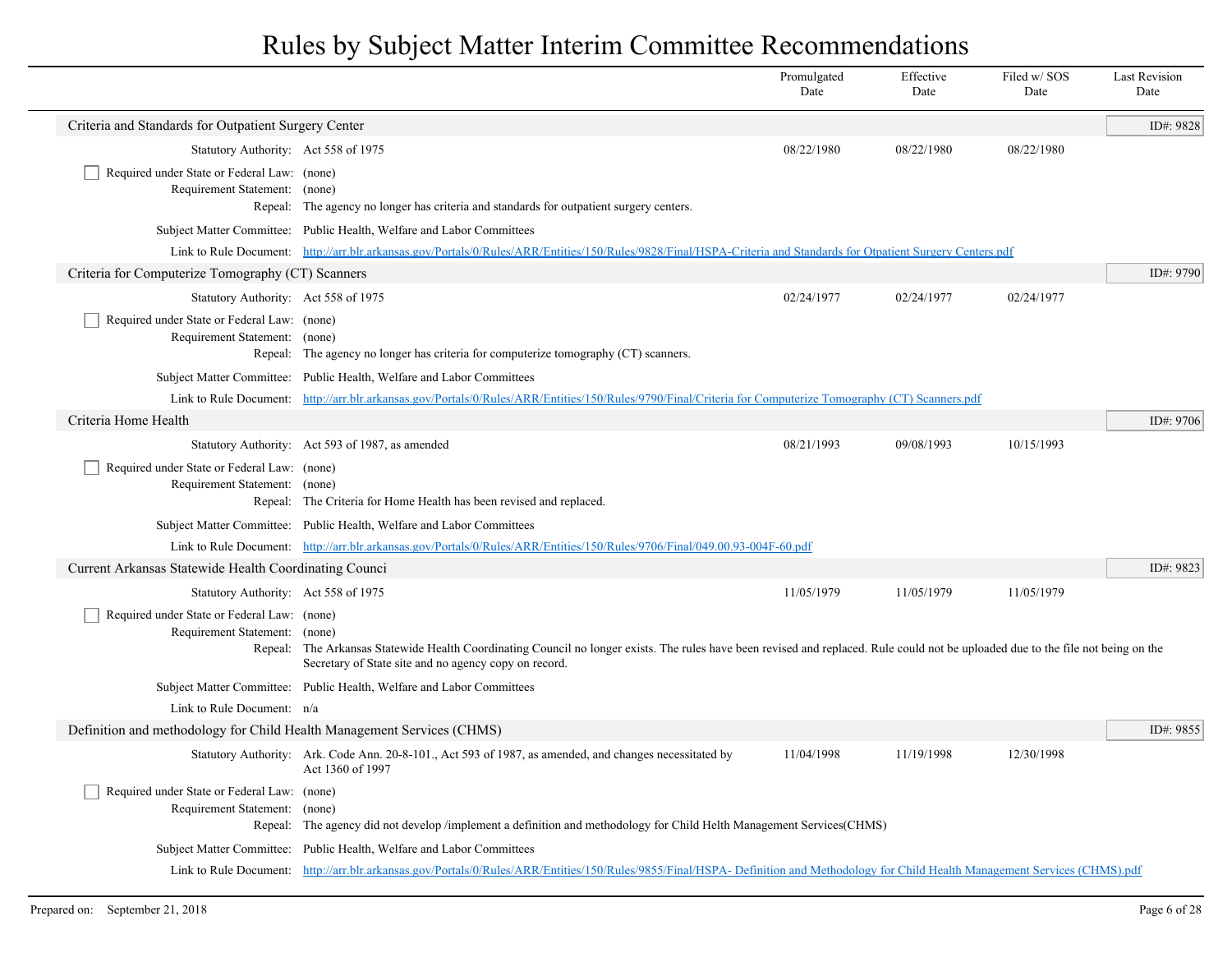# Rules by Subject Matter Interim Committee Recommendations

| | Promulgated Date | Effective Date | Filed w/ SOS Date | Last Revision Date |
|---|---|---|---|---|

## Criteria and Standards for Outpatient Surgery Center

ID#: 9828

| | | Promulgated Date | Effective Date | Filed w/ SOS Date | Last Revision Date |
|---|---|---|---|---|---|
| Statutory Authority: | Act 558 of 1975 | 08/22/1980 | 08/22/1980 | 08/22/1980 | |

- [ ] Required under State or Federal Law: (none)

Requirement Statement: (none)

Repeal: The agency no longer has criteria and standards for outpatient surgery centers.

Subject Matter Committee: Public Health, Welfare and Labor Committees

Link to Rule Document: http://arr.blr.arkansas.gov/Portals/0/Rules/ARR/Entities/150/Rules/9828/Final/HSPA-Criteria and Standards for Otpatient Surgery Centers.pdf

## Criteria for Computerize Tomography (CT) Scanners

ID#: 9790

| | | Promulgated Date | Effective Date | Filed w/ SOS Date | Last Revision Date |
|---|---|---|---|---|---|
| Statutory Authority: | Act 558 of 1975 | 02/24/1977 | 02/24/1977 | 02/24/1977 | |

- [ ] Required under State or Federal Law: (none)

Requirement Statement: (none)

Repeal: The agency no longer has criteria for computerize tomography (CT) scanners.

Subject Matter Committee: Public Health, Welfare and Labor Committees

Link to Rule Document: http://arr.blr.arkansas.gov/Portals/0/Rules/ARR/Entities/150/Rules/9790/Final/Criteria for Computerize Tomography (CT) Scanners.pdf

## Criteria Home Health

ID#: 9706

| | | Promulgated Date | Effective Date | Filed w/ SOS Date | Last Revision Date |
|---|---|---|---|---|---|
| Statutory Authority: | Act 593 of 1987, as amended | 08/21/1993 | 09/08/1993 | 10/15/1993 | |

- [ ] Required under State or Federal Law: (none)

Requirement Statement: (none)

Repeal: The Criteria for Home Health has been revised and replaced.

Subject Matter Committee: Public Health, Welfare and Labor Committees

Link to Rule Document: http://arr.blr.arkansas.gov/Portals/0/Rules/ARR/Entities/150/Rules/9706/Final/049.00.93-004F-60.pdf

## Current Arkansas Statewide Health Coordinating Counci

ID#: 9823

| | | Promulgated Date | Effective Date | Filed w/ SOS Date | Last Revision Date |
|---|---|---|---|---|---|
| Statutory Authority: | Act 558 of 1975 | 11/05/1979 | 11/05/1979 | 11/05/1979 | |

- [ ] Required under State or Federal Law: (none)

Requirement Statement: (none)

Repeal: The Arkansas Statewide Health Coordinating Council no longer exists. The rules have been revised and replaced. Rule could not be uploaded due to the file not being on the Secretary of State site and no agency copy on record.

Subject Matter Committee: Public Health, Welfare and Labor Committees

Link to Rule Document: n/a

## Definition and methodology for Child Health Management Services (CHMS)

ID#: 9855

| | | Promulgated Date | Effective Date | Filed w/ SOS Date | Last Revision Date |
|---|---|---|---|---|---|
| Statutory Authority: | Ark. Code Ann. 20-8-101., Act 593 of 1987, as amended, and changes necessitated by Act 1360 of 1997 | 11/04/1998 | 11/19/1998 | 12/30/1998 | |

- [ ] Required under State or Federal Law: (none)

Requirement Statement: (none)

Repeal: The agency did not develop /implement a definition and methodology for Child Helth Management Services(CHMS)

Subject Matter Committee: Public Health, Welfare and Labor Committees

Link to Rule Document: http://arr.blr.arkansas.gov/Portals/0/Rules/ARR/Entities/150/Rules/9855/Final/HSPA- Definition and Methodology for Child Health Management Services (CHMS).pdf

Prepared on: September 21, 2018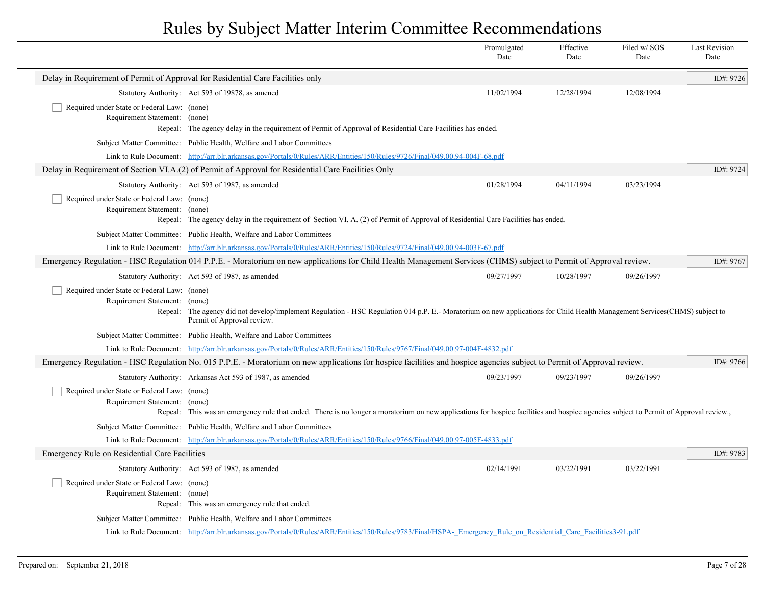# Rules by Subject Matter Interim Committee Recommendations

| | Promulgated Date | Effective Date | Filed w/ SOS Date | Last Revision Date |
|---|---|---|---|---|

## Delay in Requirement of Permit of Approval for Residential Care Facilities only

**ID#: 9726**

| | Promulgated Date | Effective Date | Filed w/ SOS Date | Last Revision Date |
|---|---|---|---|---|
| Statutory Authority: Act 593 of 19878, as amened | 11/02/1994 | 12/28/1994 | 12/08/1994 | |

- [ ] Required under State or Federal Law: (none)

Requirement Statement: (none)

Repeal: The agency delay in the requirement of Permit of Approval of Residential Care Facilities has ended.

Subject Matter Committee: Public Health, Welfare and Labor Committees

Link to Rule Document: http://arr.blr.arkansas.gov/Portals/0/Rules/ARR/Entities/150/Rules/9726/Final/049.00.94-004F-68.pdf

## Delay in Requirement of Section VI.A.(2) of Permit of Approval for Residential Care Facilities Only

**ID#: 9724**

| | Promulgated Date | Effective Date | Filed w/ SOS Date | Last Revision Date |
|---|---|---|---|---|
| Statutory Authority: Act 593 of 1987, as amended | 01/28/1994 | 04/11/1994 | 03/23/1994 | |

- [ ] Required under State or Federal Law: (none)

Requirement Statement: (none)

Repeal: The agency delay in the requirement of Section VI. A. (2) of Permit of Approval of Residential Care Facilities has ended.

Subject Matter Committee: Public Health, Welfare and Labor Committees

Link to Rule Document: http://arr.blr.arkansas.gov/Portals/0/Rules/ARR/Entities/150/Rules/9724/Final/049.00.94-003F-67.pdf

## Emergency Regulation - HSC Regulation 014 P.P.E. - Moratorium on new applications for Child Health Management Services (CHMS) subject to Permit of Approval review.

**ID#: 9767**

| | Promulgated Date | Effective Date | Filed w/ SOS Date | Last Revision Date |
|---|---|---|---|---|
| Statutory Authority: Act 593 of 1987, as amended | 09/27/1997 | 10/28/1997 | 09/26/1997 | |

- [ ] Required under State or Federal Law: (none)

Requirement Statement: (none)

Repeal: The agency did not develop/implement Regulation - HSC Regulation 014 p.P. E.- Moratorium on new applications for Child Health Management Services(CHMS) subject to Permit of Approval review.

Subject Matter Committee: Public Health, Welfare and Labor Committees

Link to Rule Document: http://arr.blr.arkansas.gov/Portals/0/Rules/ARR/Entities/150/Rules/9767/Final/049.00.97-004F-4832.pdf

## Emergency Regulation - HSC Regulation No. 015 P.P.E. - Moratorium on new applications for hospice facilities and hospice agencies subject to Permit of Approval review.

**ID#: 9766**

| | Promulgated Date | Effective Date | Filed w/ SOS Date | Last Revision Date |
|---|---|---|---|---|
| Statutory Authority: Arkansas Act 593 of 1987, as amended | 09/23/1997 | 09/23/1997 | 09/26/1997 | |

- [ ] Required under State or Federal Law: (none)

Requirement Statement: (none)

Repeal: This was an emergency rule that ended. There is no longer a moratorium on new applications for hospice facilities and hospice agencies subject to Permit of Approval review.,

Subject Matter Committee: Public Health, Welfare and Labor Committees

Link to Rule Document: http://arr.blr.arkansas.gov/Portals/0/Rules/ARR/Entities/150/Rules/9766/Final/049.00.97-005F-4833.pdf

## Emergency Rule on Residential Care Facilities

**ID#: 9783**

| | Promulgated Date | Effective Date | Filed w/ SOS Date | Last Revision Date |
|---|---|---|---|---|
| Statutory Authority: Act 593 of 1987, as amended | 02/14/1991 | 03/22/1991 | 03/22/1991 | |

- [ ] Required under State or Federal Law: (none)

Requirement Statement: (none)

Repeal: This was an emergency rule that ended.

Subject Matter Committee: Public Health, Welfare and Labor Committees

Link to Rule Document: http://arr.blr.arkansas.gov/Portals/0/Rules/ARR/Entities/150/Rules/9783/Final/HSPA-_Emergency_Rule_on_Residential_Care_Facilities3-91.pdf

Prepared on: September 21, 2018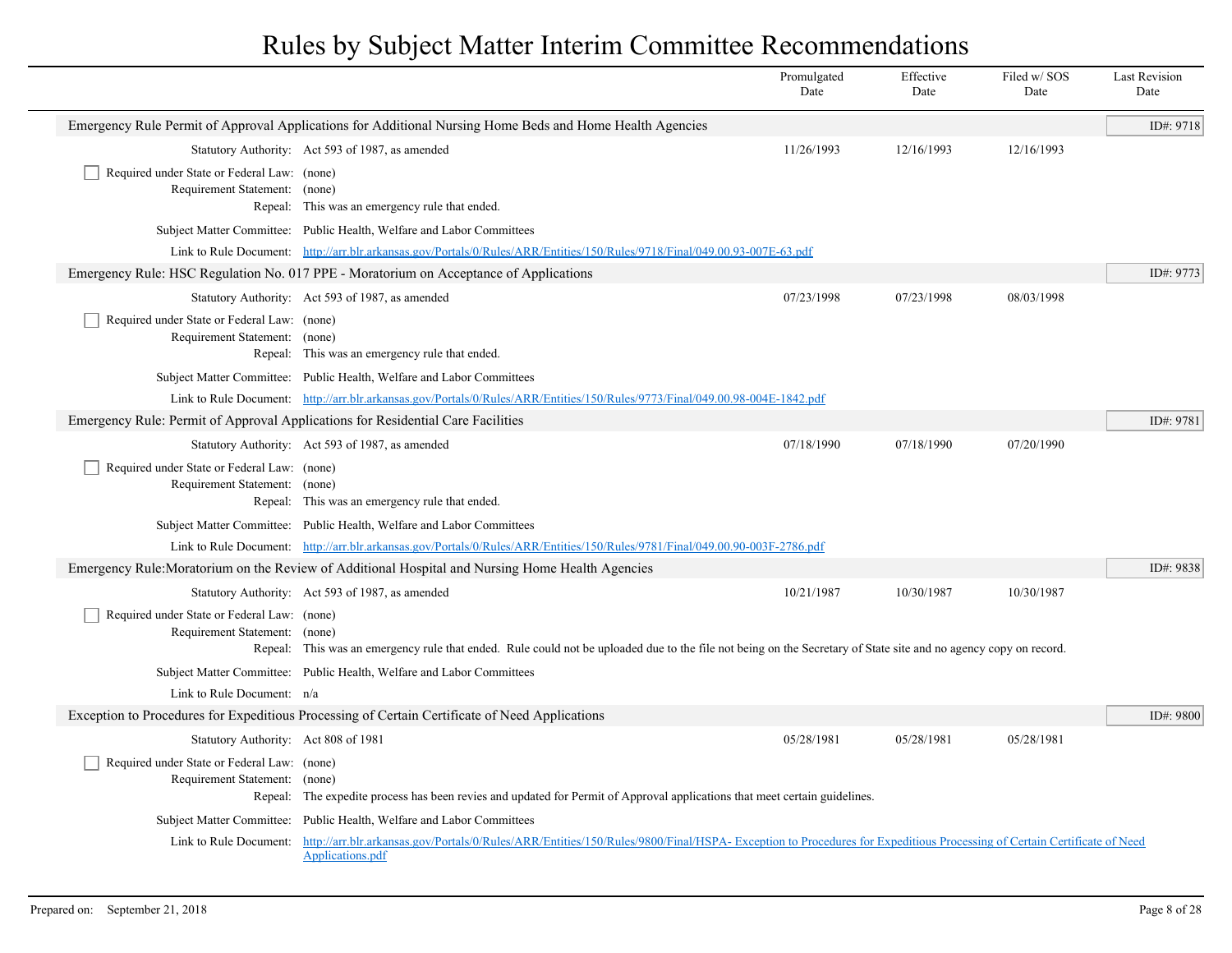# Rules by Subject Matter Interim Committee Recommendations

| | Promulgated Date | Effective Date | Filed w/ SOS Date | Last Revision Date |
|---|---|---|---|---|

## Emergency Rule Permit of Approval Applications for Additional Nursing Home Beds and Home Health Agencies

ID#: 9718

| | | Promulgated Date | Effective Date | Filed w/ SOS Date | Last Revision Date |
|---|---|---|---|---|---|
| Statutory Authority: | Act 593 of 1987, as amended | 11/26/1993 | 12/16/1993 | 12/16/1993 | |

☐ Required under State or Federal Law: (none)

Requirement Statement: (none)

Repeal: This was an emergency rule that ended.

Subject Matter Committee: Public Health, Welfare and Labor Committees

Link to Rule Document: http://arr.blr.arkansas.gov/Portals/0/Rules/ARR/Entities/150/Rules/9718/Final/049.00.93-007E-63.pdf

## Emergency Rule: HSC Regulation No. 017 PPE - Moratorium on Acceptance of Applications

ID#: 9773

| | | Promulgated Date | Effective Date | Filed w/ SOS Date | Last Revision Date |
|---|---|---|---|---|---|
| Statutory Authority: | Act 593 of 1987, as amended | 07/23/1998 | 07/23/1998 | 08/03/1998 | |

☐ Required under State or Federal Law: (none)

Requirement Statement: (none)

Repeal: This was an emergency rule that ended.

Subject Matter Committee: Public Health, Welfare and Labor Committees

Link to Rule Document: http://arr.blr.arkansas.gov/Portals/0/Rules/ARR/Entities/150/Rules/9773/Final/049.00.98-004E-1842.pdf

## Emergency Rule: Permit of Approval Applications for Residential Care Facilities

ID#: 9781

| | | Promulgated Date | Effective Date | Filed w/ SOS Date | Last Revision Date |
|---|---|---|---|---|---|
| Statutory Authority: | Act 593 of 1987, as amended | 07/18/1990 | 07/18/1990 | 07/20/1990 | |

☐ Required under State or Federal Law: (none)

Requirement Statement: (none)

Repeal: This was an emergency rule that ended.

Subject Matter Committee: Public Health, Welfare and Labor Committees

Link to Rule Document: http://arr.blr.arkansas.gov/Portals/0/Rules/ARR/Entities/150/Rules/9781/Final/049.00.90-003F-2786.pdf

## Emergency Rule:Moratorium on the Review of Additional Hospital and Nursing Home Health Agencies

ID#: 9838

| | | Promulgated Date | Effective Date | Filed w/ SOS Date | Last Revision Date |
|---|---|---|---|---|---|
| Statutory Authority: | Act 593 of 1987, as amended | 10/21/1987 | 10/30/1987 | 10/30/1987 | |

☐ Required under State or Federal Law: (none)

Requirement Statement: (none)

Repeal: This was an emergency rule that ended. Rule could not be uploaded due to the file not being on the Secretary of State site and no agency copy on record.

Subject Matter Committee: Public Health, Welfare and Labor Committees

Link to Rule Document: n/a

## Exception to Procedures for Expeditious Processing of Certain Certificate of Need Applications

ID#: 9800

| | | Promulgated Date | Effective Date | Filed w/ SOS Date | Last Revision Date |
|---|---|---|---|---|---|
| Statutory Authority: | Act 808 of 1981 | 05/28/1981 | 05/28/1981 | 05/28/1981 | |

☐ Required under State or Federal Law: (none)

Requirement Statement: (none)

Repeal: The expedite process has been revies and updated for Permit of Approval applications that meet certain guidelines.

Subject Matter Committee: Public Health, Welfare and Labor Committees

Link to Rule Document: http://arr.blr.arkansas.gov/Portals/0/Rules/ARR/Entities/150/Rules/9800/Final/HSPA- Exception to Procedures for Expeditious Processing of Certain Certificate of Need Applications.pdf

Prepared on: September 21, 2018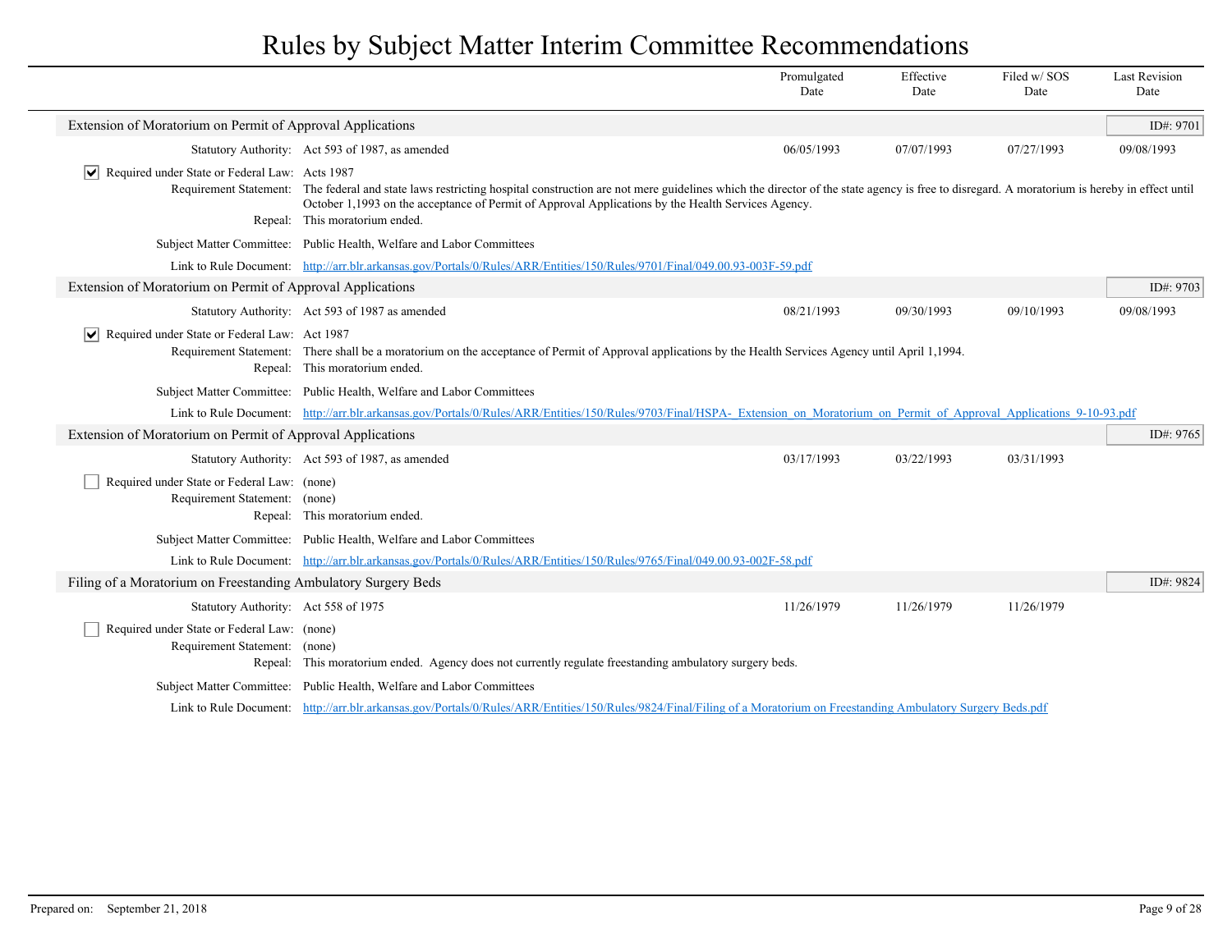# Rules by Subject Matter Interim Committee Recommendations

| | Promulgated Date | Effective Date | Filed w/ SOS Date | Last Revision Date |
|---|---|---|---|---|

## Extension of Moratorium on Permit of Approval Applications

**ID#: 9701**

| | Promulgated Date | Effective Date | Filed w/ SOS Date | Last Revision Date |
|---|---|---|---|---|
| Statutory Authority: Act 593 of 1987, as amended | 06/05/1993 | 07/07/1993 | 07/27/1993 | 09/08/1993 |

☑ Required under State or Federal Law: Acts 1987

Requirement Statement: The federal and state laws restricting hospital construction are not mere guidelines which the director of the state agency is free to disregard. A moratorium is hereby in effect until October 1,1993 on the acceptance of Permit of Approval Applications by the Health Services Agency.

Repeal: This moratorium ended.

Subject Matter Committee: Public Health, Welfare and Labor Committees

Link to Rule Document: http://arr.blr.arkansas.gov/Portals/0/Rules/ARR/Entities/150/Rules/9701/Final/049.00.93-003F-59.pdf

## Extension of Moratorium on Permit of Approval Applications

**ID#: 9703**

| | Promulgated Date | Effective Date | Filed w/ SOS Date | Last Revision Date |
|---|---|---|---|---|
| Statutory Authority: Act 593 of 1987 as amended | 08/21/1993 | 09/30/1993 | 09/10/1993 | 09/08/1993 |

☑ Required under State or Federal Law: Act 1987

Requirement Statement: There shall be a moratorium on the acceptance of Permit of Approval applications by the Health Services Agency until April 1,1994.

Repeal: This moratorium ended.

Subject Matter Committee: Public Health, Welfare and Labor Committees

Link to Rule Document: http://arr.blr.arkansas.gov/Portals/0/Rules/ARR/Entities/150/Rules/9703/Final/HSPA-_Extension_on_Moratorium_on_Permit_of_Approval_Applications_9-10-93.pdf

## Extension of Moratorium on Permit of Approval Applications

**ID#: 9765**

| | Promulgated Date | Effective Date | Filed w/ SOS Date | Last Revision Date |
|---|---|---|---|---|
| Statutory Authority: Act 593 of 1987, as amended | 03/17/1993 | 03/22/1993 | 03/31/1993 | |

☐ Required under State or Federal Law: (none)

Requirement Statement: (none)

Repeal: This moratorium ended.

Subject Matter Committee: Public Health, Welfare and Labor Committees

Link to Rule Document: http://arr.blr.arkansas.gov/Portals/0/Rules/ARR/Entities/150/Rules/9765/Final/049.00.93-002F-58.pdf

## Filing of a Moratorium on Freestanding Ambulatory Surgery Beds

**ID#: 9824**

| | Promulgated Date | Effective Date | Filed w/ SOS Date | Last Revision Date |
|---|---|---|---|---|
| Statutory Authority: Act 558 of 1975 | 11/26/1979 | 11/26/1979 | 11/26/1979 | |

☐ Required under State or Federal Law: (none)

Requirement Statement: (none)

Repeal: This moratorium ended. Agency does not currently regulate freestanding ambulatory surgery beds.

Subject Matter Committee: Public Health, Welfare and Labor Committees

Link to Rule Document: http://arr.blr.arkansas.gov/Portals/0/Rules/ARR/Entities/150/Rules/9824/Final/Filing of a Moratorium on Freestanding Ambulatory Surgery Beds.pdf

Prepared on: September 21, 2018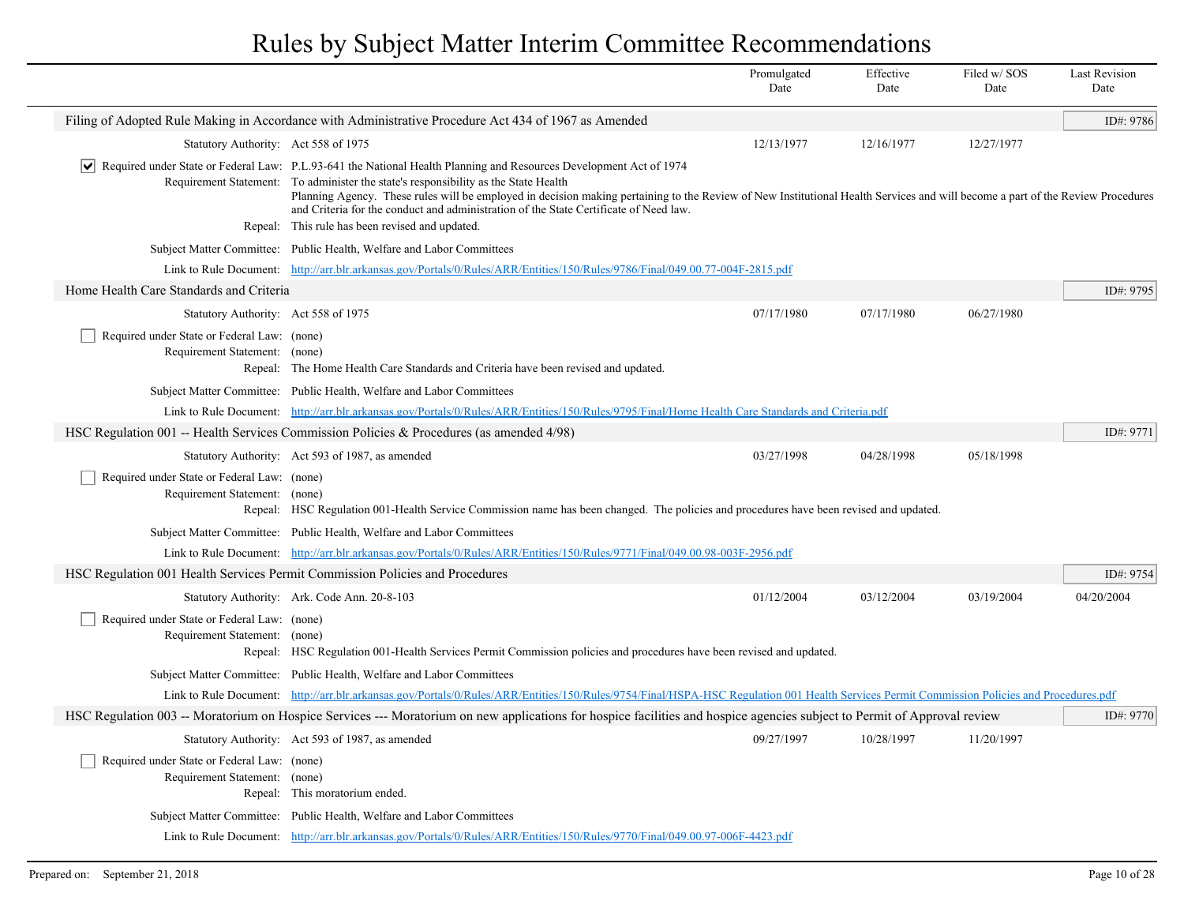# Rules by Subject Matter Interim Committee Recommendations

| | Promulgated Date | Effective Date | Filed w/ SOS Date | Last Revision Date |
|---|---|---|---|---|

## Filing of Adopted Rule Making in Accordance with Administrative Procedure Act 434 of 1967 as Amended

ID#: 9786

Statutory Authority: Act 558 of 1975

| Promulgated Date | Effective Date | Filed w/ SOS Date | Last Revision Date |
|---|---|---|---|
| 12/13/1977 | 12/16/1977 | 12/27/1977 | |

☑ Required under State or Federal Law: P.L.93-641 the National Health Planning and Resources Development Act of 1974

Requirement Statement: To administer the state's responsibility as the State Health Planning Agency. These rules will be employed in decision making pertaining to the Review of New Institutional Health Services and will become a part of the Review Procedures and Criteria for the conduct and administration of the State Certificate of Need law.

Repeal: This rule has been revised and updated.

Subject Matter Committee: Public Health, Welfare and Labor Committees

Link to Rule Document: http://arr.blr.arkansas.gov/Portals/0/Rules/ARR/Entities/150/Rules/9786/Final/049.00.77-004F-2815.pdf

## Home Health Care Standards and Criteria

ID#: 9795

Statutory Authority: Act 558 of 1975

| Promulgated Date | Effective Date | Filed w/ SOS Date | Last Revision Date |
|---|---|---|---|
| 07/17/1980 | 07/17/1980 | 06/27/1980 | |

☐ Required under State or Federal Law: (none)

Requirement Statement: (none)

Repeal: The Home Health Care Standards and Criteria have been revised and updated.

Subject Matter Committee: Public Health, Welfare and Labor Committees

Link to Rule Document: http://arr.blr.arkansas.gov/Portals/0/Rules/ARR/Entities/150/Rules/9795/Final/Home Health Care Standards and Criteria.pdf

## HSC Regulation 001 -- Health Services Commission Policies & Procedures (as amended 4/98)

ID#: 9771

Statutory Authority: Act 593 of 1987, as amended

| Promulgated Date | Effective Date | Filed w/ SOS Date | Last Revision Date |
|---|---|---|---|
| 03/27/1998 | 04/28/1998 | 05/18/1998 | |

☐ Required under State or Federal Law: (none)

Requirement Statement: (none)

Repeal: HSC Regulation 001-Health Service Commission name has been changed. The policies and procedures have been revised and updated.

Subject Matter Committee: Public Health, Welfare and Labor Committees

Link to Rule Document: http://arr.blr.arkansas.gov/Portals/0/Rules/ARR/Entities/150/Rules/9771/Final/049.00.98-003F-2956.pdf

## HSC Regulation 001 Health Services Permit Commission Policies and Procedures

ID#: 9754

Statutory Authority: Ark. Code Ann. 20-8-103

| Promulgated Date | Effective Date | Filed w/ SOS Date | Last Revision Date |
|---|---|---|---|
| 01/12/2004 | 03/12/2004 | 03/19/2004 | 04/20/2004 |

☐ Required under State or Federal Law: (none)

Requirement Statement: (none)

Repeal: HSC Regulation 001-Health Services Permit Commission policies and procedures have been revised and updated.

Subject Matter Committee: Public Health, Welfare and Labor Committees

Link to Rule Document: http://arr.blr.arkansas.gov/Portals/0/Rules/ARR/Entities/150/Rules/9754/Final/HSPA-HSC Regulation 001 Health Services Permit Commission Policies and Procedures.pdf

## HSC Regulation 003 -- Moratorium on Hospice Services --- Moratorium on new applications for hospice facilities and hospice agencies subject to Permit of Approval review

ID#: 9770

Statutory Authority: Act 593 of 1987, as amended

| Promulgated Date | Effective Date | Filed w/ SOS Date | Last Revision Date |
|---|---|---|---|
| 09/27/1997 | 10/28/1997 | 11/20/1997 | |

☐ Required under State or Federal Law: (none)

Requirement Statement: (none)

Repeal: This moratorium ended.

Subject Matter Committee: Public Health, Welfare and Labor Committees

Link to Rule Document: http://arr.blr.arkansas.gov/Portals/0/Rules/ARR/Entities/150/Rules/9770/Final/049.00.97-006F-4423.pdf

Prepared on: September 21, 2018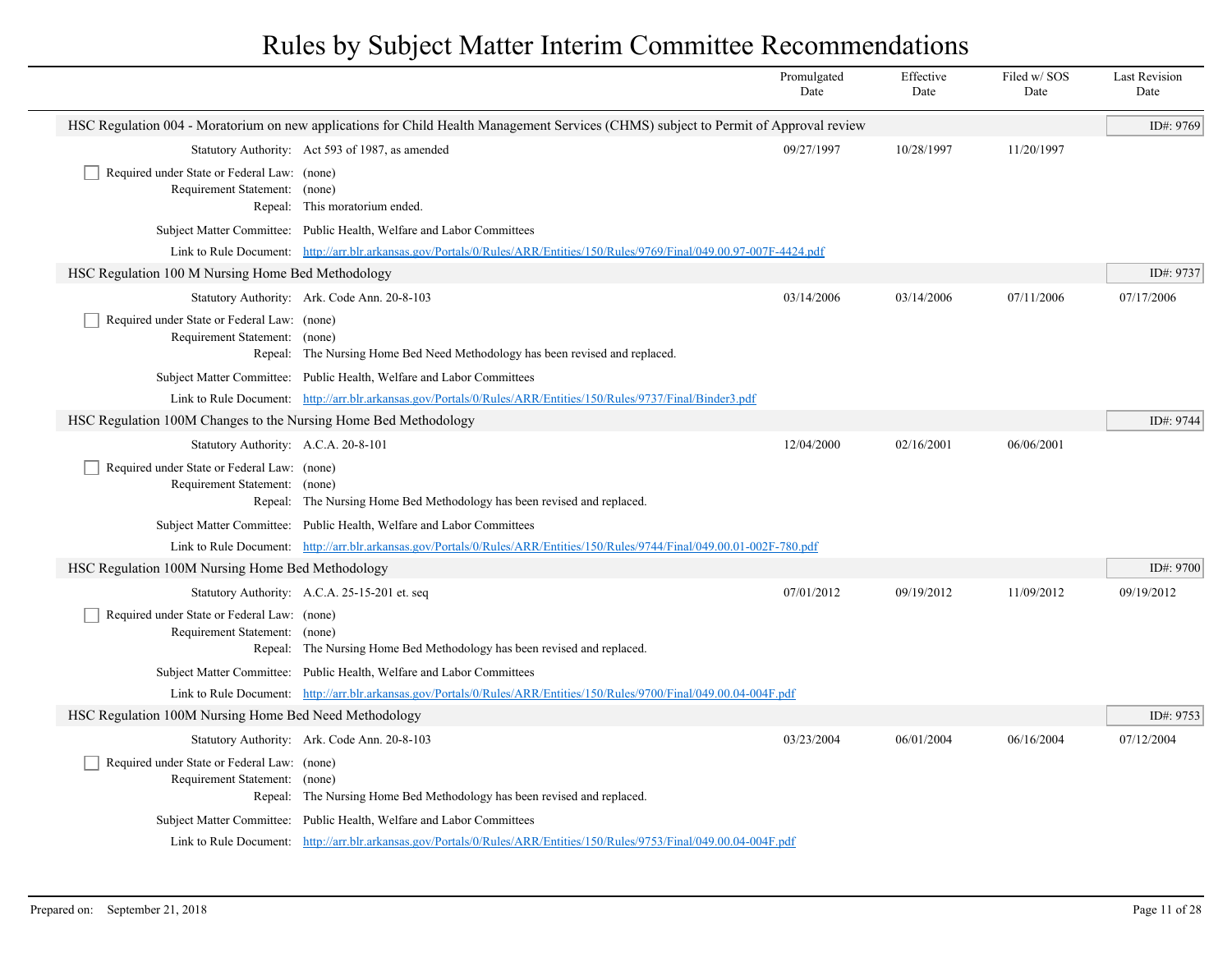# Rules by Subject Matter Interim Committee Recommendations

| | | Promulgated Date | Effective Date | Filed w/ SOS Date | Last Revision Date |
|---|---|---|---|---|---|

## HSC Regulation 004 - Moratorium on new applications for Child Health Management Services (CHMS) subject to Permit of Approval review

ID#: 9769

| | | Promulgated Date | Effective Date | Filed w/ SOS Date | Last Revision Date |
|---|---|---|---|---|---|
| Statutory Authority: | Act 593 of 1987, as amended | 09/27/1997 | 10/28/1997 | 11/20/1997 | |

- [ ] Required under State or Federal Law: (none)

Requirement Statement: (none)

Repeal: This moratorium ended.

Subject Matter Committee: Public Health, Welfare and Labor Committees

Link to Rule Document: http://arr.blr.arkansas.gov/Portals/0/Rules/ARR/Entities/150/Rules/9769/Final/049.00.97-007F-4424.pdf

## HSC Regulation 100 M Nursing Home Bed Methodology

ID#: 9737

| | | Promulgated Date | Effective Date | Filed w/ SOS Date | Last Revision Date |
|---|---|---|---|---|---|
| Statutory Authority: | Ark. Code Ann. 20-8-103 | 03/14/2006 | 03/14/2006 | 07/11/2006 | 07/17/2006 |

- [ ] Required under State or Federal Law: (none)

Requirement Statement: (none)

Repeal: The Nursing Home Bed Need Methodology has been revised and replaced.

Subject Matter Committee: Public Health, Welfare and Labor Committees

Link to Rule Document: http://arr.blr.arkansas.gov/Portals/0/Rules/ARR/Entities/150/Rules/9737/Final/Binder3.pdf

## HSC Regulation 100M Changes to the Nursing Home Bed Methodology

ID#: 9744

| | | Promulgated Date | Effective Date | Filed w/ SOS Date | Last Revision Date |
|---|---|---|---|---|---|
| Statutory Authority: | A.C.A. 20-8-101 | 12/04/2000 | 02/16/2001 | 06/06/2001 | |

- [ ] Required under State or Federal Law: (none)

Requirement Statement: (none)

Repeal: The Nursing Home Bed Methodology has been revised and replaced.

Subject Matter Committee: Public Health, Welfare and Labor Committees

Link to Rule Document: http://arr.blr.arkansas.gov/Portals/0/Rules/ARR/Entities/150/Rules/9744/Final/049.00.01-002F-780.pdf

## HSC Regulation 100M Nursing Home Bed Methodology

ID#: 9700

| | | Promulgated Date | Effective Date | Filed w/ SOS Date | Last Revision Date |
|---|---|---|---|---|---|
| Statutory Authority: | A.C.A. 25-15-201 et. seq | 07/01/2012 | 09/19/2012 | 11/09/2012 | 09/19/2012 |

- [ ] Required under State or Federal Law: (none)

Requirement Statement: (none)

Repeal: The Nursing Home Bed Methodology has been revised and replaced.

Subject Matter Committee: Public Health, Welfare and Labor Committees

Link to Rule Document: http://arr.blr.arkansas.gov/Portals/0/Rules/ARR/Entities/150/Rules/9700/Final/049.00.04-004F.pdf

## HSC Regulation 100M Nursing Home Bed Need Methodology

ID#: 9753

| | | Promulgated Date | Effective Date | Filed w/ SOS Date | Last Revision Date |
|---|---|---|---|---|---|
| Statutory Authority: | Ark. Code Ann. 20-8-103 | 03/23/2004 | 06/01/2004 | 06/16/2004 | 07/12/2004 |

- [ ] Required under State or Federal Law: (none)

Requirement Statement: (none)

Repeal: The Nursing Home Bed Methodology has been revised and replaced.

Subject Matter Committee: Public Health, Welfare and Labor Committees

Link to Rule Document: http://arr.blr.arkansas.gov/Portals/0/Rules/ARR/Entities/150/Rules/9753/Final/049.00.04-004F.pdf

Prepared on: September 21, 2018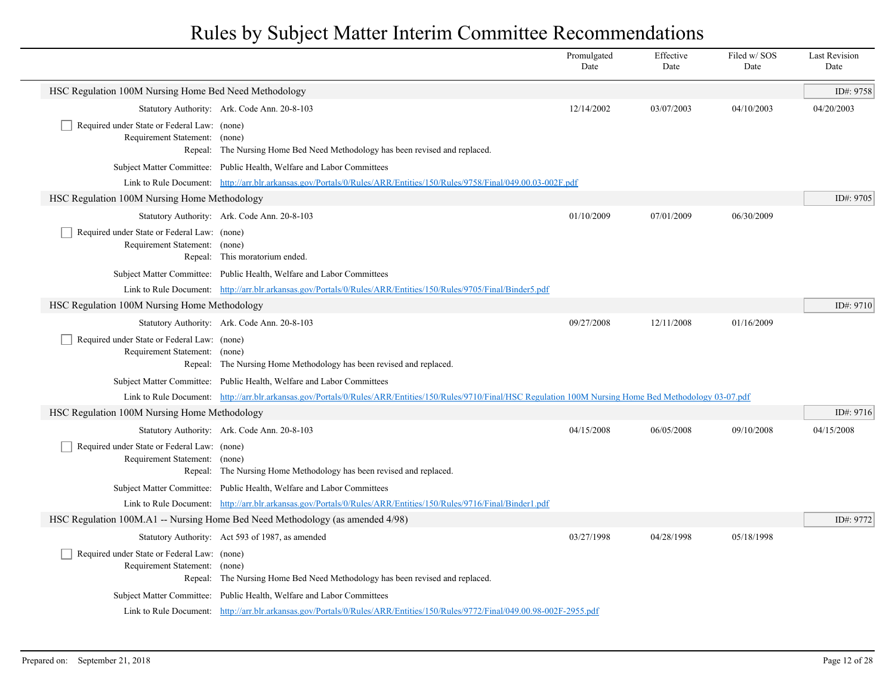# Rules by Subject Matter Interim Committee Recommendations

| | Promulgated Date | Effective Date | Filed w/ SOS Date | Last Revision Date |
|---|---|---|---|---|

## HSC Regulation 100M Nursing Home Bed Need Methodology

ID#: 9758

| | Promulgated Date | Effective Date | Filed w/ SOS Date | Last Revision Date |
|---|---|---|---|---|
| Statutory Authority: Ark. Code Ann. 20-8-103 | 12/14/2002 | 03/07/2003 | 04/10/2003 | 04/20/2003 |

- [ ] Required under State or Federal Law: (none)

Requirement Statement: (none)

Repeal: The Nursing Home Bed Need Methodology has been revised and replaced.

Subject Matter Committee: Public Health, Welfare and Labor Committees

Link to Rule Document: http://arr.blr.arkansas.gov/Portals/0/Rules/ARR/Entities/150/Rules/9758/Final/049.00.03-002F.pdf

## HSC Regulation 100M Nursing Home Methodology

ID#: 9705

| | Promulgated Date | Effective Date | Filed w/ SOS Date | Last Revision Date |
|---|---|---|---|---|
| Statutory Authority: Ark. Code Ann. 20-8-103 | 01/10/2009 | 07/01/2009 | 06/30/2009 | |

- [ ] Required under State or Federal Law: (none)

Requirement Statement: (none)

Repeal: This moratorium ended.

Subject Matter Committee: Public Health, Welfare and Labor Committees

Link to Rule Document: http://arr.blr.arkansas.gov/Portals/0/Rules/ARR/Entities/150/Rules/9705/Final/Binder5.pdf

## HSC Regulation 100M Nursing Home Methodology

ID#: 9710

| | Promulgated Date | Effective Date | Filed w/ SOS Date | Last Revision Date |
|---|---|---|---|---|
| Statutory Authority: Ark. Code Ann. 20-8-103 | 09/27/2008 | 12/11/2008 | 01/16/2009 | |

- [ ] Required under State or Federal Law: (none)

Requirement Statement: (none)

Repeal: The Nursing Home Methodology has been revised and replaced.

Subject Matter Committee: Public Health, Welfare and Labor Committees

Link to Rule Document: http://arr.blr.arkansas.gov/Portals/0/Rules/ARR/Entities/150/Rules/9710/Final/HSC Regulation 100M Nursing Home Bed Methodology 03-07.pdf

## HSC Regulation 100M Nursing Home Methodology

ID#: 9716

| | Promulgated Date | Effective Date | Filed w/ SOS Date | Last Revision Date |
|---|---|---|---|---|
| Statutory Authority: Ark. Code Ann. 20-8-103 | 04/15/2008 | 06/05/2008 | 09/10/2008 | 04/15/2008 |

- [ ] Required under State or Federal Law: (none)

Requirement Statement: (none)

Repeal: The Nursing Home Methodology has been revised and replaced.

Subject Matter Committee: Public Health, Welfare and Labor Committees

Link to Rule Document: http://arr.blr.arkansas.gov/Portals/0/Rules/ARR/Entities/150/Rules/9716/Final/Binder1.pdf

## HSC Regulation 100M.A1 -- Nursing Home Bed Need Methodology (as amended 4/98)

ID#: 9772

| | Promulgated Date | Effective Date | Filed w/ SOS Date | Last Revision Date |
|---|---|---|---|---|
| Statutory Authority: Act 593 of 1987, as amended | 03/27/1998 | 04/28/1998 | 05/18/1998 | |

- [ ] Required under State or Federal Law: (none)

Requirement Statement: (none)

Repeal: The Nursing Home Bed Need Methodology has been revised and replaced.

Subject Matter Committee: Public Health, Welfare and Labor Committees

Link to Rule Document: http://arr.blr.arkansas.gov/Portals/0/Rules/ARR/Entities/150/Rules/9772/Final/049.00.98-002F-2955.pdf

Prepared on: September 21, 2018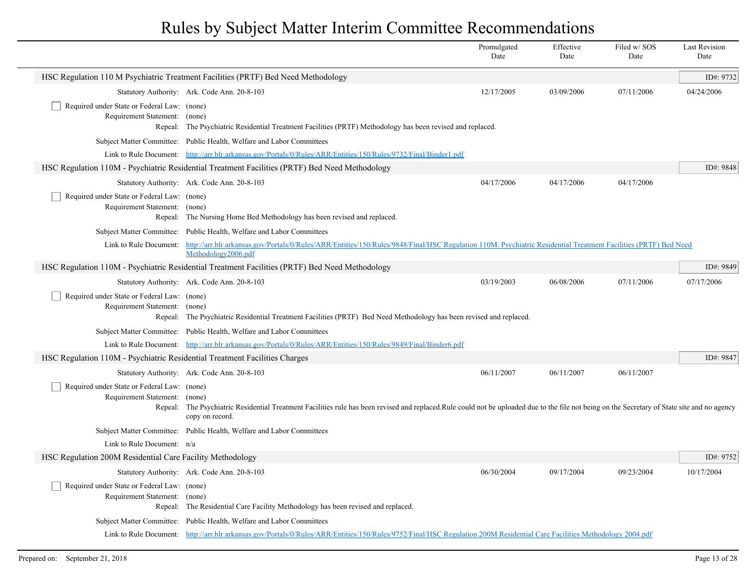# Rules by Subject Matter Interim Committee Recommendations

| | Promulgated Date | Effective Date | Filed w/ SOS Date | Last Revision Date |
|---|---|---|---|---|

## HSC Regulation 110 M Psychiatric Treatment Facilities (PRTF) Bed Need Methodology

ID#: 9732

| | Promulgated Date | Effective Date | Filed w/ SOS Date | Last Revision Date |
|---|---|---|---|---|
| Statutory Authority: Ark. Code Ann. 20-8-103 | 12/17/2005 | 03/09/2006 | 07/11/2006 | 04/24/2006 |

- [ ] Required under State or Federal Law: (none)

Requirement Statement: (none)

Repeal: The Psychiatric Residential Treatment Facilities (PRTF) Methodology has been revised and replaced.

Subject Matter Committee: Public Health, Welfare and Labor Committees

Link to Rule Document: http://arr.blr.arkansas.gov/Portals/0/Rules/ARR/Entities/150/Rules/9732/Final/Binder1.pdf

## HSC Regulation 110M - Psychiatric Residential Treatment Facilities (PRTF) Bed Need Methodology

ID#: 9848

| | Promulgated Date | Effective Date | Filed w/ SOS Date | Last Revision Date |
|---|---|---|---|---|
| Statutory Authority: Ark. Code Ann. 20-8-103 | 04/17/2006 | 04/17/2006 | 04/17/2006 | |

- [ ] Required under State or Federal Law: (none)

Requirement Statement: (none)

Repeal: The Nursing Home Bed Methodology has been revised and replaced.

Subject Matter Committee: Public Health, Welfare and Labor Committees

Link to Rule Document: http://arr.blr.arkansas.gov/Portals/0/Rules/ARR/Entities/150/Rules/9848/Final/HSC Regulation 110M. Psychiatric Residential Treatment Facilities (PRTF) Bed Need Methodology2006.pdf

## HSC Regulation 110M - Psychiatric Residential Treatment Facilities (PRTF) Bed Need Methodology

ID#: 9849

| | Promulgated Date | Effective Date | Filed w/ SOS Date | Last Revision Date |
|---|---|---|---|---|
| Statutory Authority: Ark. Code Ann. 20-8-103 | 03/19/2003 | 06/08/2006 | 07/11/2006 | 07/17/2006 |

- [ ] Required under State or Federal Law: (none)

Requirement Statement: (none)

Repeal: The Psychiatric Residential Treatment Facilities (PRTF) Bed Need Methodology has been revised and replaced.

Subject Matter Committee: Public Health, Welfare and Labor Committees

Link to Rule Document: http://arr.blr.arkansas.gov/Portals/0/Rules/ARR/Entities/150/Rules/9849/Final/Binder6.pdf

## HSC Regulation 110M - Psychiatric Residential Treatment Facilities Charges

ID#: 9847

| | Promulgated Date | Effective Date | Filed w/ SOS Date | Last Revision Date |
|---|---|---|---|---|
| Statutory Authority: Ark. Code Ann. 20-8-103 | 06/11/2007 | 06/11/2007 | 06/11/2007 | |

- [ ] Required under State or Federal Law: (none)

Requirement Statement: (none)

Repeal: The Psychiatric Residential Treatment Facilities rule has been revised and replaced.Rule could not be uploaded due to the file not being on the Secretary of State site and no agency copy on record.

Subject Matter Committee: Public Health, Welfare and Labor Committees

Link to Rule Document: n/a

## HSC Regulation 200M Residential Care Facility Methodology

ID#: 9752

| | Promulgated Date | Effective Date | Filed w/ SOS Date | Last Revision Date |
|---|---|---|---|---|
| Statutory Authority: Ark. Code Ann. 20-8-103 | 06/30/2004 | 09/17/2004 | 09/23/2004 | 10/17/2004 |

- [ ] Required under State or Federal Law: (none)

Requirement Statement: (none)

Repeal: The Residential Care Facility Methodology has been revised and replaced.

Subject Matter Committee: Public Health, Welfare and Labor Committees

Link to Rule Document: http://arr.blr.arkansas.gov/Portals/0/Rules/ARR/Entities/150/Rules/9752/Final/HSC Regulation 200M Residential Care Facilities Methodology 2004.pdf

Prepared on: September 21, 2018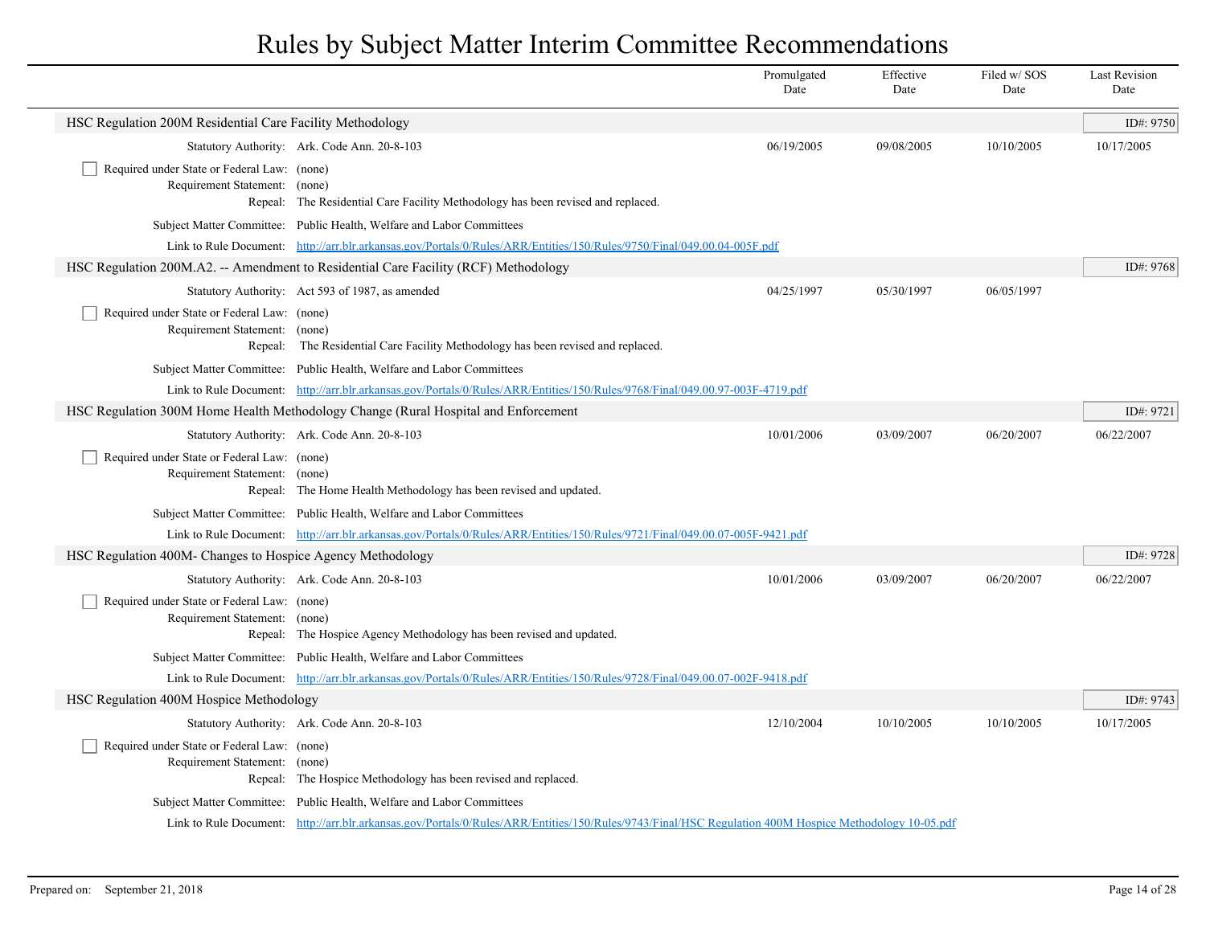# Rules by Subject Matter Interim Committee Recommendations

| | Promulgated Date | Effective Date | Filed w/ SOS Date | Last Revision Date |
|---|---|---|---|---|

## HSC Regulation 200M Residential Care Facility Methodology

ID#: 9750

| | Promulgated Date | Effective Date | Filed w/ SOS Date | Last Revision Date |
|---|---|---|---|---|
| Statutory Authority: Ark. Code Ann. 20-8-103 | 06/19/2005 | 09/08/2005 | 10/10/2005 | 10/17/2005 |

- [ ] Required under State or Federal Law: (none)

Requirement Statement: (none)

Repeal: The Residential Care Facility Methodology has been revised and replaced.

Subject Matter Committee: Public Health, Welfare and Labor Committees

Link to Rule Document: http://arr.blr.arkansas.gov/Portals/0/Rules/ARR/Entities/150/Rules/9750/Final/049.00.04-005F.pdf

## HSC Regulation 200M.A2. -- Amendment to Residential Care Facility (RCF) Methodology

ID#: 9768

| | Promulgated Date | Effective Date | Filed w/ SOS Date | Last Revision Date |
|---|---|---|---|---|
| Statutory Authority: Act 593 of 1987, as amended | 04/25/1997 | 05/30/1997 | 06/05/1997 | |

- [ ] Required under State or Federal Law: (none)

Requirement Statement: (none)

Repeal: The Residential Care Facility Methodology has been revised and replaced.

Subject Matter Committee: Public Health, Welfare and Labor Committees

Link to Rule Document: http://arr.blr.arkansas.gov/Portals/0/Rules/ARR/Entities/150/Rules/9768/Final/049.00.97-003F-4719.pdf

## HSC Regulation 300M Home Health Methodology Change (Rural Hospital and Enforcement

ID#: 9721

| | Promulgated Date | Effective Date | Filed w/ SOS Date | Last Revision Date |
|---|---|---|---|---|
| Statutory Authority: Ark. Code Ann. 20-8-103 | 10/01/2006 | 03/09/2007 | 06/20/2007 | 06/22/2007 |

- [ ] Required under State or Federal Law: (none)

Requirement Statement: (none)

Repeal: The Home Health Methodology has been revised and updated.

Subject Matter Committee: Public Health, Welfare and Labor Committees

Link to Rule Document: http://arr.blr.arkansas.gov/Portals/0/Rules/ARR/Entities/150/Rules/9721/Final/049.00.07-005F-9421.pdf

## HSC Regulation 400M- Changes to Hospice Agency Methodology

ID#: 9728

| | Promulgated Date | Effective Date | Filed w/ SOS Date | Last Revision Date |
|---|---|---|---|---|
| Statutory Authority: Ark. Code Ann. 20-8-103 | 10/01/2006 | 03/09/2007 | 06/20/2007 | 06/22/2007 |

- [ ] Required under State or Federal Law: (none)

Requirement Statement: (none)

Repeal: The Hospice Agency Methodology has been revised and updated.

Subject Matter Committee: Public Health, Welfare and Labor Committees

Link to Rule Document: http://arr.blr.arkansas.gov/Portals/0/Rules/ARR/Entities/150/Rules/9728/Final/049.00.07-002F-9418.pdf

## HSC Regulation 400M Hospice Methodology

ID#: 9743

| | Promulgated Date | Effective Date | Filed w/ SOS Date | Last Revision Date |
|---|---|---|---|---|
| Statutory Authority: Ark. Code Ann. 20-8-103 | 12/10/2004 | 10/10/2005 | 10/10/2005 | 10/17/2005 |

- [ ] Required under State or Federal Law: (none)

Requirement Statement: (none)

Repeal: The Hospice Methodology has been revised and replaced.

Subject Matter Committee: Public Health, Welfare and Labor Committees

Link to Rule Document: http://arr.blr.arkansas.gov/Portals/0/Rules/ARR/Entities/150/Rules/9743/Final/HSC Regulation 400M Hospice Methodology 10-05.pdf

Prepared on: September 21, 2018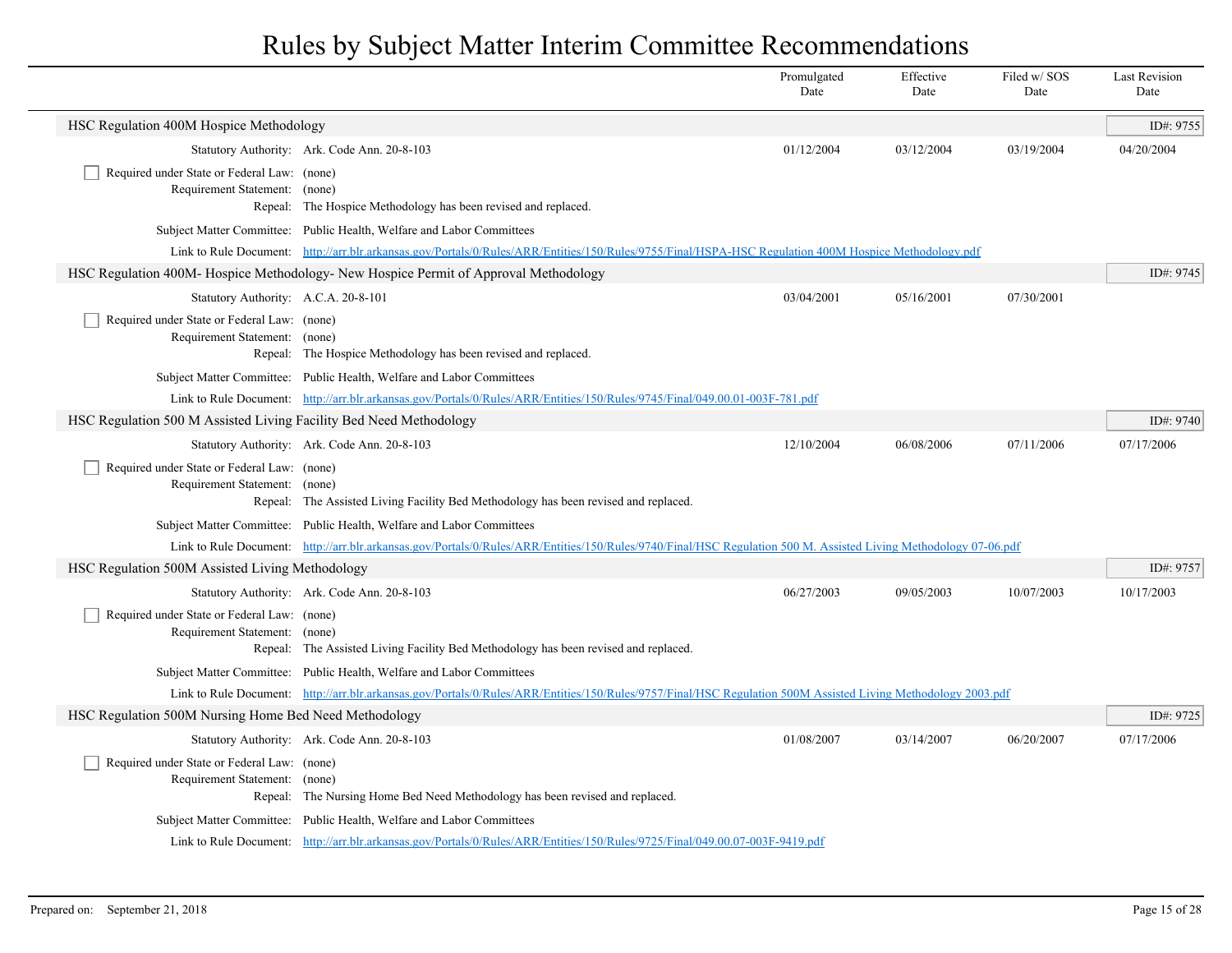# Rules by Subject Matter Interim Committee Recommendations

| | Promulgated Date | Effective Date | Filed w/ SOS Date | Last Revision Date |
|---|---|---|---|---|

## HSC Regulation 400M Hospice Methodology

ID#: 9755

| | | Promulgated Date | Effective Date | Filed w/ SOS Date | Last Revision Date |
|---|---|---|---|---|---|
| Statutory Authority: | Ark. Code Ann. 20-8-103 | 01/12/2004 | 03/12/2004 | 03/19/2004 | 04/20/2004 |

- [ ] Required under State or Federal Law: (none)

Requirement Statement: (none)

Repeal: The Hospice Methodology has been revised and replaced.

Subject Matter Committee: Public Health, Welfare and Labor Committees

Link to Rule Document: http://arr.blr.arkansas.gov/Portals/0/Rules/ARR/Entities/150/Rules/9755/Final/HSPA-HSC Regulation 400M Hospice Methodology.pdf

## HSC Regulation 400M- Hospice Methodology- New Hospice Permit of Approval Methodology

ID#: 9745

| | | Promulgated Date | Effective Date | Filed w/ SOS Date | Last Revision Date |
|---|---|---|---|---|---|
| Statutory Authority: | A.C.A. 20-8-101 | 03/04/2001 | 05/16/2001 | 07/30/2001 | |

- [ ] Required under State or Federal Law: (none)

Requirement Statement: (none)

Repeal: The Hospice Methodology has been revised and replaced.

Subject Matter Committee: Public Health, Welfare and Labor Committees

Link to Rule Document: http://arr.blr.arkansas.gov/Portals/0/Rules/ARR/Entities/150/Rules/9745/Final/049.00.01-003F-781.pdf

## HSC Regulation 500 M Assisted Living Facility Bed Need Methodology

ID#: 9740

| | | Promulgated Date | Effective Date | Filed w/ SOS Date | Last Revision Date |
|---|---|---|---|---|---|
| Statutory Authority: | Ark. Code Ann. 20-8-103 | 12/10/2004 | 06/08/2006 | 07/11/2006 | 07/17/2006 |

- [ ] Required under State or Federal Law: (none)

Requirement Statement: (none)

Repeal: The Assisted Living Facility Bed Methodology has been revised and replaced.

Subject Matter Committee: Public Health, Welfare and Labor Committees

Link to Rule Document: http://arr.blr.arkansas.gov/Portals/0/Rules/ARR/Entities/150/Rules/9740/Final/HSC Regulation 500 M. Assisted Living Methodology 07-06.pdf

## HSC Regulation 500M Assisted Living Methodology

ID#: 9757

| | | Promulgated Date | Effective Date | Filed w/ SOS Date | Last Revision Date |
|---|---|---|---|---|---|
| Statutory Authority: | Ark. Code Ann. 20-8-103 | 06/27/2003 | 09/05/2003 | 10/07/2003 | 10/17/2003 |

- [ ] Required under State or Federal Law: (none)

Requirement Statement: (none)

Repeal: The Assisted Living Facility Bed Methodology has been revised and replaced.

Subject Matter Committee: Public Health, Welfare and Labor Committees

Link to Rule Document: http://arr.blr.arkansas.gov/Portals/0/Rules/ARR/Entities/150/Rules/9757/Final/HSC Regulation 500M Assisted Living Methodology 2003.pdf

## HSC Regulation 500M Nursing Home Bed Need Methodology

ID#: 9725

| | | Promulgated Date | Effective Date | Filed w/ SOS Date | Last Revision Date |
|---|---|---|---|---|---|
| Statutory Authority: | Ark. Code Ann. 20-8-103 | 01/08/2007 | 03/14/2007 | 06/20/2007 | 07/17/2006 |

- [ ] Required under State or Federal Law: (none)

Requirement Statement: (none)

Repeal: The Nursing Home Bed Need Methodology has been revised and replaced.

Subject Matter Committee: Public Health, Welfare and Labor Committees

Link to Rule Document: http://arr.blr.arkansas.gov/Portals/0/Rules/ARR/Entities/150/Rules/9725/Final/049.00.07-003F-9419.pdf

Prepared on: September 21, 2018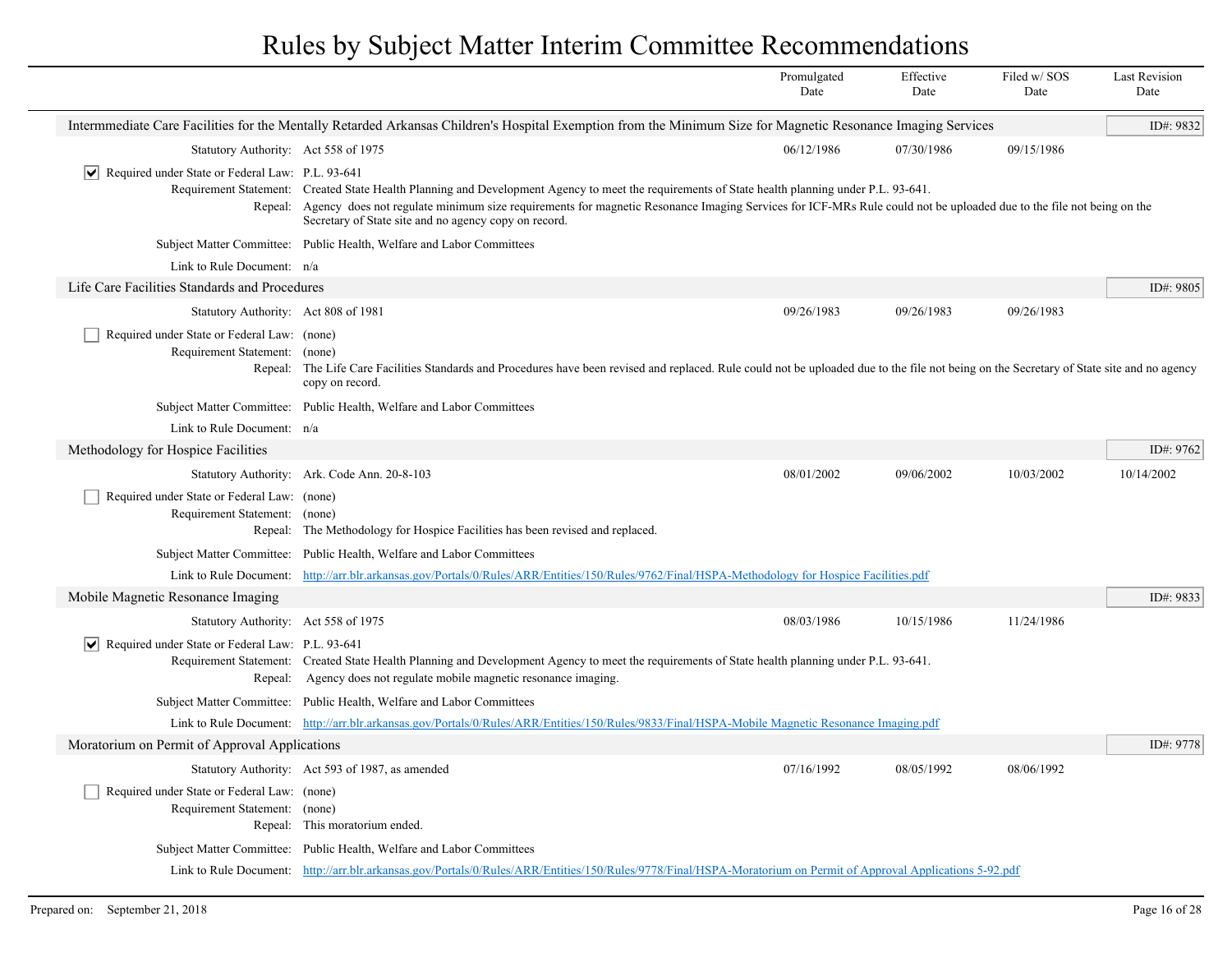# Rules by Subject Matter Interim Committee Recommendations

| | Promulgated Date | Effective Date | Filed w/ SOS Date | Last Revision Date |
|---|---|---|---|---|

## Intermmediate Care Facilities for the Mentally Retarded Arkansas Children's Hospital Exemption from the Minimum Size for Magnetic Resonance Imaging Services

**ID#: 9832**

| | Promulgated Date | Effective Date | Filed w/ SOS Date | Last Revision Date |
|---|---|---|---|---|
| Statutory Authority: Act 558 of 1975 | 06/12/1986 | 07/30/1986 | 09/15/1986 | |

- [x] Required under State or Federal Law: P.L. 93-641

Requirement Statement: Created State Health Planning and Development Agency to meet the requirements of State health planning under P.L. 93-641.

Repeal: Agency does not regulate minimum size requirements for magnetic Resonance Imaging Services for ICF-MRs Rule could not be uploaded due to the file not being on the Secretary of State site and no agency copy on record.

Subject Matter Committee: Public Health, Welfare and Labor Committees

Link to Rule Document: n/a

## Life Care Facilities Standards and Procedures

**ID#: 9805**

| | Promulgated Date | Effective Date | Filed w/ SOS Date | Last Revision Date |
|---|---|---|---|---|
| Statutory Authority: Act 808 of 1981 | 09/26/1983 | 09/26/1983 | 09/26/1983 | |

- [ ] Required under State or Federal Law: (none)

Requirement Statement: (none)

Repeal: The Life Care Facilities Standards and Procedures have been revised and replaced. Rule could not be uploaded due to the file not being on the Secretary of State site and no agency copy on record.

Subject Matter Committee: Public Health, Welfare and Labor Committees

Link to Rule Document: n/a

## Methodology for Hospice Facilities

**ID#: 9762**

| | Promulgated Date | Effective Date | Filed w/ SOS Date | Last Revision Date |
|---|---|---|---|---|
| Statutory Authority: Ark. Code Ann. 20-8-103 | 08/01/2002 | 09/06/2002 | 10/03/2002 | 10/14/2002 |

- [ ] Required under State or Federal Law: (none)

Requirement Statement: (none)

Repeal: The Methodology for Hospice Facilities has been revised and replaced.

Subject Matter Committee: Public Health, Welfare and Labor Committees

Link to Rule Document: http://arr.blr.arkansas.gov/Portals/0/Rules/ARR/Entities/150/Rules/9762/Final/HSPA-Methodology for Hospice Facilities.pdf

## Mobile Magnetic Resonance Imaging

**ID#: 9833**

| | Promulgated Date | Effective Date | Filed w/ SOS Date | Last Revision Date |
|---|---|---|---|---|
| Statutory Authority: Act 558 of 1975 | 08/03/1986 | 10/15/1986 | 11/24/1986 | |

- [x] Required under State or Federal Law: P.L. 93-641

Requirement Statement: Created State Health Planning and Development Agency to meet the requirements of State health planning under P.L. 93-641.

Repeal: Agency does not regulate mobile magnetic resonance imaging.

Subject Matter Committee: Public Health, Welfare and Labor Committees

Link to Rule Document: http://arr.blr.arkansas.gov/Portals/0/Rules/ARR/Entities/150/Rules/9833/Final/HSPA-Mobile Magnetic Resonance Imaging.pdf

## Moratorium on Permit of Approval Applications

**ID#: 9778**

| | Promulgated Date | Effective Date | Filed w/ SOS Date | Last Revision Date |
|---|---|---|---|---|
| Statutory Authority: Act 593 of 1987, as amended | 07/16/1992 | 08/05/1992 | 08/06/1992 | |

- [ ] Required under State or Federal Law: (none)

Requirement Statement: (none)

Repeal: This moratorium ended.

Subject Matter Committee: Public Health, Welfare and Labor Committees

Link to Rule Document: http://arr.blr.arkansas.gov/Portals/0/Rules/ARR/Entities/150/Rules/9778/Final/HSPA-Moratorium on Permit of Approval Applications 5-92.pdf

Prepared on: September 21, 2018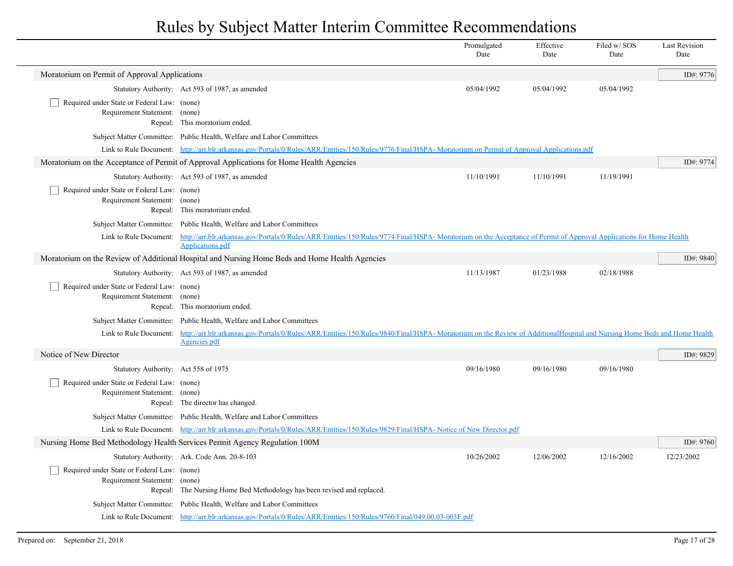# Rules by Subject Matter Interim Committee Recommendations

| | | Promulgated Date | Effective Date | Filed w/ SOS Date | Last Revision Date |
|---|---|---|---|---|---|

## Moratorium on Permit of Approval Applications

ID#: 9776

| | | Promulgated Date | Effective Date | Filed w/ SOS Date | Last Revision Date |
|---|---|---|---|---|---|
| Statutory Authority: | Act 593 of 1987, as amended | 05/04/1992 | 05/04/1992 | 05/04/1992 | |

☐ Required under State or Federal Law: (none)
Requirement Statement: (none)
Repeal: This moratorium ended.

Subject Matter Committee: Public Health, Welfare and Labor Committees

Link to Rule Document: http://arr.blr.arkansas.gov/Portals/0/Rules/ARR/Entities/150/Rules/9776/Final/HSPA- Moratorium on Permit of Approval Applications.pdf

## Moratorium on the Acceptance of Permit of Approval Applications for Home Health Agencies

ID#: 9774

| | | Promulgated Date | Effective Date | Filed w/ SOS Date | Last Revision Date |
|---|---|---|---|---|---|
| Statutory Authority: | Act 593 of 1987, as amended | 11/10/1991 | 11/10/1991 | 11/19/1991 | |

☐ Required under State or Federal Law: (none)
Requirement Statement: (none)
Repeal: This moratorium ended.

Subject Matter Committee: Public Health, Welfare and Labor Committees

Link to Rule Document: http://arr.blr.arkansas.gov/Portals/0/Rules/ARR/Entities/150/Rules/9774/Final/HSPA- Moratorium on the Acceptance of Permit of Approval Applications for Home Health Applications.pdf

## Moratorium on the Review of Additional Hospital and Nursing Home Beds and Home Health Agencies

ID#: 9840

| | | Promulgated Date | Effective Date | Filed w/ SOS Date | Last Revision Date |
|---|---|---|---|---|---|
| Statutory Authority: | Act 593 of 1987, as amended | 11/13/1987 | 01/23/1988 | 02/18/1988 | |

☐ Required under State or Federal Law: (none)
Requirement Statement: (none)
Repeal: This moratorium ended.

Subject Matter Committee: Public Health, Welfare and Labor Committees

Link to Rule Document: http://arr.blr.arkansas.gov/Portals/0/Rules/ARR/Entities/150/Rules/9840/Final/HSPA- Moratorium on the Review of AdditionalHospital and Nursing Home Beds and Home Health Agencies.pdf

## Notice of New Director

ID#: 9829

| | | Promulgated Date | Effective Date | Filed w/ SOS Date | Last Revision Date |
|---|---|---|---|---|---|
| Statutory Authority: | Act 558 of 1975 | 09/16/1980 | 09/16/1980 | 09/16/1980 | |

☐ Required under State or Federal Law: (none)
Requirement Statement: (none)
Repeal: The director has changed.

Subject Matter Committee: Public Health, Welfare and Labor Committees

Link to Rule Document: http://arr.blr.arkansas.gov/Portals/0/Rules/ARR/Entities/150/Rules/9829/Final/HSPA- Notice of New Director.pdf

## Nursing Home Bed Methodology Health Services Permit Agency Regulation 100M

ID#: 9760

| | | Promulgated Date | Effective Date | Filed w/ SOS Date | Last Revision Date |
|---|---|---|---|---|---|
| Statutory Authority: | Ark. Code Ann. 20-8-103 | 10/26/2002 | 12/06/2002 | 12/16/2002 | 12/23/2002 |

☐ Required under State or Federal Law: (none)
Requirement Statement: (none)
Repeal: The Nursing Home Bed Methodology has been revised and replaced.

Subject Matter Committee: Public Health, Welfare and Labor Committees

Link to Rule Document: http://arr.blr.arkansas.gov/Portals/0/Rules/ARR/Entities/150/Rules/9760/Final/049.00.03-003F.pdf

Prepared on: September 21, 2018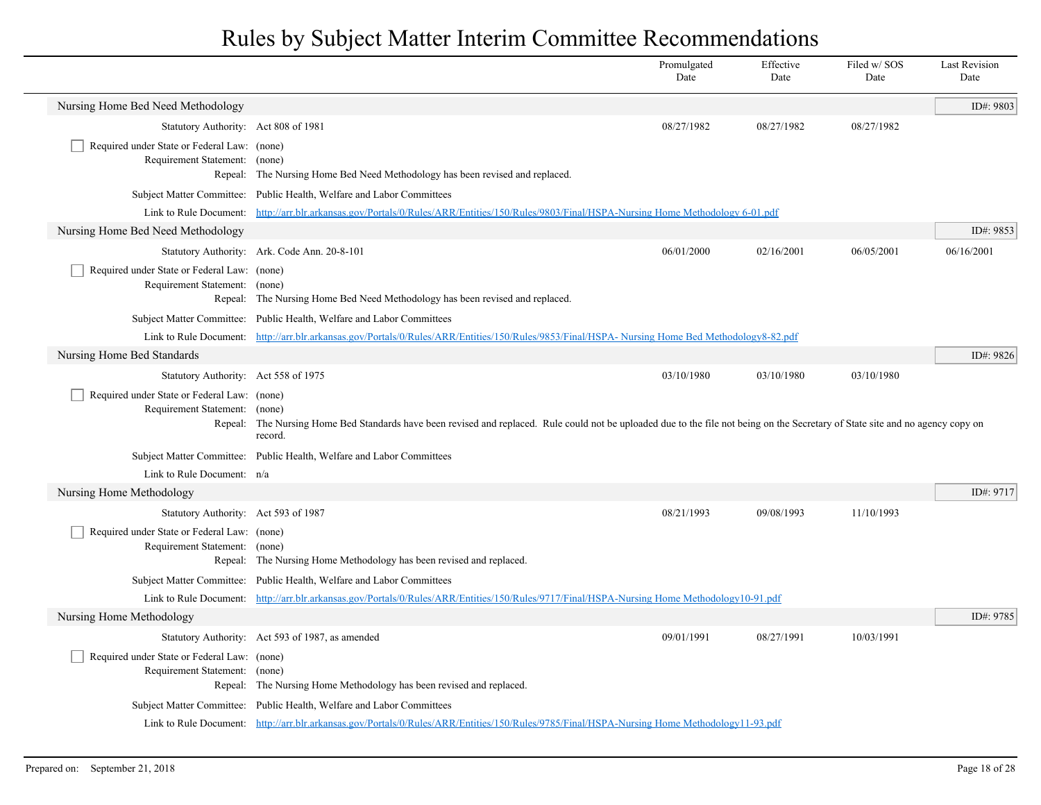# Rules by Subject Matter Interim Committee Recommendations

| | | Promulgated Date | Effective Date | Filed w/ SOS Date | Last Revision Date |
|---|---|---|---|---|---|

## Nursing Home Bed Need Methodology

**ID#: 9803**

| | | Promulgated Date | Effective Date | Filed w/ SOS Date | Last Revision Date |
|---|---|---|---|---|---|
| Statutory Authority: | Act 808 of 1981 | 08/27/1982 | 08/27/1982 | 08/27/1982 | |

- [ ] Required under State or Federal Law: (none)

Requirement Statement: (none)

Repeal: The Nursing Home Bed Need Methodology has been revised and replaced.

Subject Matter Committee: Public Health, Welfare and Labor Committees

Link to Rule Document: http://arr.blr.arkansas.gov/Portals/0/Rules/ARR/Entities/150/Rules/9803/Final/HSPA-Nursing Home Methodology 6-01.pdf

## Nursing Home Bed Need Methodology

**ID#: 9853**

| | | Promulgated Date | Effective Date | Filed w/ SOS Date | Last Revision Date |
|---|---|---|---|---|---|
| Statutory Authority: | Ark. Code Ann. 20-8-101 | 06/01/2000 | 02/16/2001 | 06/05/2001 | 06/16/2001 |

- [ ] Required under State or Federal Law: (none)

Requirement Statement: (none)

Repeal: The Nursing Home Bed Need Methodology has been revised and replaced.

Subject Matter Committee: Public Health, Welfare and Labor Committees

Link to Rule Document: http://arr.blr.arkansas.gov/Portals/0/Rules/ARR/Entities/150/Rules/9853/Final/HSPA- Nursing Home Bed Methodology8-82.pdf

## Nursing Home Bed Standards

**ID#: 9826**

| | | Promulgated Date | Effective Date | Filed w/ SOS Date | Last Revision Date |
|---|---|---|---|---|---|
| Statutory Authority: | Act 558 of 1975 | 03/10/1980 | 03/10/1980 | 03/10/1980 | |

- [ ] Required under State or Federal Law: (none)

Requirement Statement: (none)

Repeal: The Nursing Home Bed Standards have been revised and replaced. Rule could not be uploaded due to the file not being on the Secretary of State site and no agency copy on record.

Subject Matter Committee: Public Health, Welfare and Labor Committees

Link to Rule Document: n/a

## Nursing Home Methodology

**ID#: 9717**

| | | Promulgated Date | Effective Date | Filed w/ SOS Date | Last Revision Date |
|---|---|---|---|---|---|
| Statutory Authority: | Act 593 of 1987 | 08/21/1993 | 09/08/1993 | 11/10/1993 | |

- [ ] Required under State or Federal Law: (none)

Requirement Statement: (none)

Repeal: The Nursing Home Methodology has been revised and replaced.

Subject Matter Committee: Public Health, Welfare and Labor Committees

Link to Rule Document: http://arr.blr.arkansas.gov/Portals/0/Rules/ARR/Entities/150/Rules/9717/Final/HSPA-Nursing Home Methodology10-91.pdf

## Nursing Home Methodology

**ID#: 9785**

| | | Promulgated Date | Effective Date | Filed w/ SOS Date | Last Revision Date |
|---|---|---|---|---|---|
| Statutory Authority: | Act 593 of 1987, as amended | 09/01/1991 | 08/27/1991 | 10/03/1991 | |

- [ ] Required under State or Federal Law: (none)

Requirement Statement: (none)

Repeal: The Nursing Home Methodology has been revised and replaced.

Subject Matter Committee: Public Health, Welfare and Labor Committees

Link to Rule Document: http://arr.blr.arkansas.gov/Portals/0/Rules/ARR/Entities/150/Rules/9785/Final/HSPA-Nursing Home Methodology11-93.pdf

Prepared on: September 21, 2018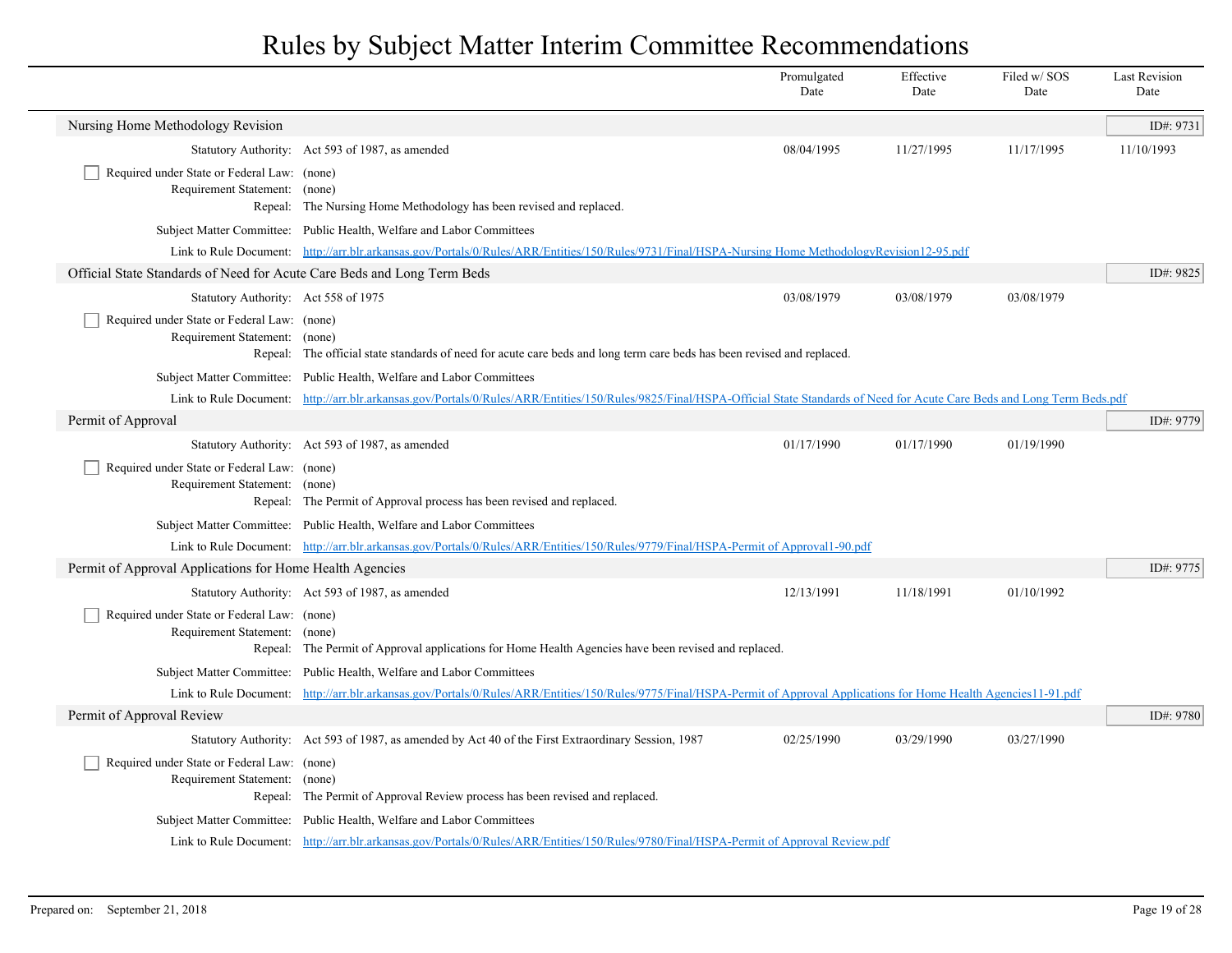# Rules by Subject Matter Interim Committee Recommendations

| | | Promulgated Date | Effective Date | Filed w/ SOS Date | Last Revision Date |
|---|---|---|---|---|---|

## Nursing Home Methodology Revision

ID#: 9731

| | | Promulgated Date | Effective Date | Filed w/ SOS Date | Last Revision Date |
|---|---|---|---|---|---|
| Statutory Authority: | Act 593 of 1987, as amended | 08/04/1995 | 11/27/1995 | 11/17/1995 | 11/10/1993 |

- [ ] Required under State or Federal Law: (none)

Requirement Statement: (none)

Repeal: The Nursing Home Methodology has been revised and replaced.

Subject Matter Committee: Public Health, Welfare and Labor Committees

Link to Rule Document: [http://arr.blr.arkansas.gov/Portals/0/Rules/ARR/Entities/150/Rules/9731/Final/HSPA-Nursing Home MethodologyRevision12-95.pdf](http://arr.blr.arkansas.gov/Portals/0/Rules/ARR/Entities/150/Rules/9731/Final/HSPA-Nursing Home MethodologyRevision12-95.pdf)

## Official State Standards of Need for Acute Care Beds and Long Term Beds

ID#: 9825

| | | Promulgated Date | Effective Date | Filed w/ SOS Date | Last Revision Date |
|---|---|---|---|---|---|
| Statutory Authority: | Act 558 of 1975 | 03/08/1979 | 03/08/1979 | 03/08/1979 | |

- [ ] Required under State or Federal Law: (none)

Requirement Statement: (none)

Repeal: The official state standards of need for acute care beds and long term care beds has been revised and replaced.

Subject Matter Committee: Public Health, Welfare and Labor Committees

Link to Rule Document: [http://arr.blr.arkansas.gov/Portals/0/Rules/ARR/Entities/150/Rules/9825/Final/HSPA-Official State Standards of Need for Acute Care Beds and Long Term Beds.pdf](http://arr.blr.arkansas.gov/Portals/0/Rules/ARR/Entities/150/Rules/9825/Final/HSPA-Official State Standards of Need for Acute Care Beds and Long Term Beds.pdf)

## Permit of Approval

ID#: 9779

| | | Promulgated Date | Effective Date | Filed w/ SOS Date | Last Revision Date |
|---|---|---|---|---|---|
| Statutory Authority: | Act 593 of 1987, as amended | 01/17/1990 | 01/17/1990 | 01/19/1990 | |

- [ ] Required under State or Federal Law: (none)

Requirement Statement: (none)

Repeal: The Permit of Approval process has been revised and replaced.

Subject Matter Committee: Public Health, Welfare and Labor Committees

Link to Rule Document: [http://arr.blr.arkansas.gov/Portals/0/Rules/ARR/Entities/150/Rules/9779/Final/HSPA-Permit of Approval1-90.pdf](http://arr.blr.arkansas.gov/Portals/0/Rules/ARR/Entities/150/Rules/9779/Final/HSPA-Permit of Approval1-90.pdf)

## Permit of Approval Applications for Home Health Agencies

ID#: 9775

| | | Promulgated Date | Effective Date | Filed w/ SOS Date | Last Revision Date |
|---|---|---|---|---|---|
| Statutory Authority: | Act 593 of 1987, as amended | 12/13/1991 | 11/18/1991 | 01/10/1992 | |

- [ ] Required under State or Federal Law: (none)

Requirement Statement: (none)

Repeal: The Permit of Approval applications for Home Health Agencies have been revised and replaced.

Subject Matter Committee: Public Health, Welfare and Labor Committees

Link to Rule Document: [http://arr.blr.arkansas.gov/Portals/0/Rules/ARR/Entities/150/Rules/9775/Final/HSPA-Permit of Approval Applications for Home Health Agencies11-91.pdf](http://arr.blr.arkansas.gov/Portals/0/Rules/ARR/Entities/150/Rules/9775/Final/HSPA-Permit of Approval Applications for Home Health Agencies11-91.pdf)

## Permit of Approval Review

ID#: 9780

| | | Promulgated Date | Effective Date | Filed w/ SOS Date | Last Revision Date |
|---|---|---|---|---|---|
| Statutory Authority: | Act 593 of 1987, as amended by Act 40 of the First Extraordinary Session, 1987 | 02/25/1990 | 03/29/1990 | 03/27/1990 | |

- [ ] Required under State or Federal Law: (none)

Requirement Statement: (none)

Repeal: The Permit of Approval Review process has been revised and replaced.

Subject Matter Committee: Public Health, Welfare and Labor Committees

Link to Rule Document: [http://arr.blr.arkansas.gov/Portals/0/Rules/ARR/Entities/150/Rules/9780/Final/HSPA-Permit of Approval Review.pdf](http://arr.blr.arkansas.gov/Portals/0/Rules/ARR/Entities/150/Rules/9780/Final/HSPA-Permit of Approval Review.pdf)

Prepared on: September 21, 2018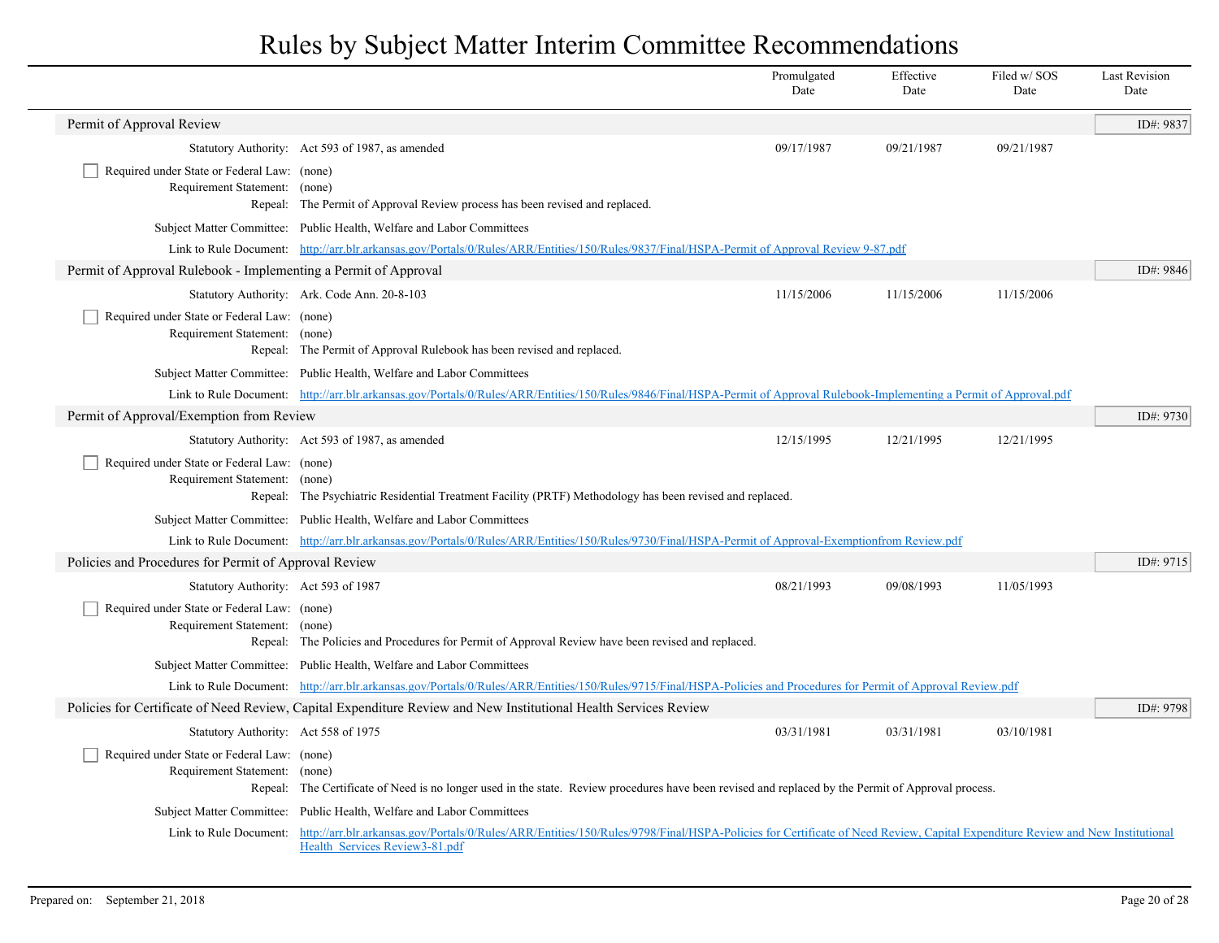# Rules by Subject Matter Interim Committee Recommendations

| | Promulgated Date | Effective Date | Filed w/ SOS Date | Last Revision Date |
|---|---|---|---|---|

## Permit of Approval Review

**ID#: 9837**

| | | Promulgated Date | Effective Date | Filed w/ SOS Date | Last Revision Date |
|---|---|---|---|---|---|
| Statutory Authority: | Act 593 of 1987, as amended | 09/17/1987 | 09/21/1987 | 09/21/1987 | |

- [ ] Required under State or Federal Law: (none)

Requirement Statement: (none)

Repeal: The Permit of Approval Review process has been revised and replaced.

Subject Matter Committee: Public Health, Welfare and Labor Committees

Link to Rule Document: [http://arr.blr.arkansas.gov/Portals/0/Rules/ARR/Entities/150/Rules/9837/Final/HSPA-Permit of Approval Review 9-87.pdf](http://arr.blr.arkansas.gov/Portals/0/Rules/ARR/Entities/150/Rules/9837/Final/HSPA-Permit of Approval Review 9-87.pdf)

## Permit of Approval Rulebook - Implementing a Permit of Approval

**ID#: 9846**

| | | Promulgated Date | Effective Date | Filed w/ SOS Date | Last Revision Date |
|---|---|---|---|---|---|
| Statutory Authority: | Ark. Code Ann. 20-8-103 | 11/15/2006 | 11/15/2006 | 11/15/2006 | |

- [ ] Required under State or Federal Law: (none)

Requirement Statement: (none)

Repeal: The Permit of Approval Rulebook has been revised and replaced.

Subject Matter Committee: Public Health, Welfare and Labor Committees

Link to Rule Document: [http://arr.blr.arkansas.gov/Portals/0/Rules/ARR/Entities/150/Rules/9846/Final/HSPA-Permit of Approval Rulebook-Implementing a Permit of Approval.pdf](http://arr.blr.arkansas.gov/Portals/0/Rules/ARR/Entities/150/Rules/9846/Final/HSPA-Permit of Approval Rulebook-Implementing a Permit of Approval.pdf)

## Permit of Approval/Exemption from Review

**ID#: 9730**

| | | Promulgated Date | Effective Date | Filed w/ SOS Date | Last Revision Date |
|---|---|---|---|---|---|
| Statutory Authority: | Act 593 of 1987, as amended | 12/15/1995 | 12/21/1995 | 12/21/1995 | |

- [ ] Required under State or Federal Law: (none)

Requirement Statement: (none)

Repeal: The Psychiatric Residential Treatment Facility (PRTF) Methodology has been revised and replaced.

Subject Matter Committee: Public Health, Welfare and Labor Committees

Link to Rule Document: [http://arr.blr.arkansas.gov/Portals/0/Rules/ARR/Entities/150/Rules/9730/Final/HSPA-Permit of Approval-Exemptionfrom Review.pdf](http://arr.blr.arkansas.gov/Portals/0/Rules/ARR/Entities/150/Rules/9730/Final/HSPA-Permit of Approval-Exemptionfrom Review.pdf)

## Policies and Procedures for Permit of Approval Review

**ID#: 9715**

| | | Promulgated Date | Effective Date | Filed w/ SOS Date | Last Revision Date |
|---|---|---|---|---|---|
| Statutory Authority: | Act 593 of 1987 | 08/21/1993 | 09/08/1993 | 11/05/1993 | |

- [ ] Required under State or Federal Law: (none)

Requirement Statement: (none)

Repeal: The Policies and Procedures for Permit of Approval Review have been revised and replaced.

Subject Matter Committee: Public Health, Welfare and Labor Committees

Link to Rule Document: [http://arr.blr.arkansas.gov/Portals/0/Rules/ARR/Entities/150/Rules/9715/Final/HSPA-Policies and Procedures for Permit of Approval Review.pdf](http://arr.blr.arkansas.gov/Portals/0/Rules/ARR/Entities/150/Rules/9715/Final/HSPA-Policies and Procedures for Permit of Approval Review.pdf)

## Policies for Certificate of Need Review, Capital Expenditure Review and New Institutional Health Services Review

**ID#: 9798**

| | | Promulgated Date | Effective Date | Filed w/ SOS Date | Last Revision Date |
|---|---|---|---|---|---|
| Statutory Authority: | Act 558 of 1975 | 03/31/1981 | 03/31/1981 | 03/10/1981 | |

- [ ] Required under State or Federal Law: (none)

Requirement Statement: (none)

Repeal: The Certificate of Need is no longer used in the state. Review procedures have been revised and replaced by the Permit of Approval process.

Subject Matter Committee: Public Health, Welfare and Labor Committees

Link to Rule Document: [http://arr.blr.arkansas.gov/Portals/0/Rules/ARR/Entities/150/Rules/9798/Final/HSPA-Policies for Certificate of Need Review, Capital Expenditure Review and New Institutional Health Services Review3-81.pdf](http://arr.blr.arkansas.gov/Portals/0/Rules/ARR/Entities/150/Rules/9798/Final/HSPA-Policies for Certificate of Need Review, Capital Expenditure Review and New Institutional Health Services Review3-81.pdf)

Prepared on: September 21, 2018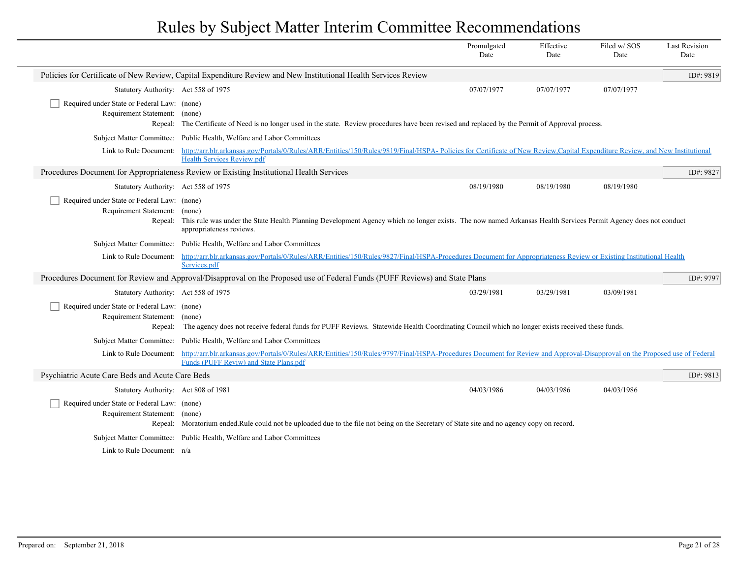# Rules by Subject Matter Interim Committee Recommendations

| | Promulgated Date | Effective Date | Filed w/ SOS Date | Last Revision Date |
|---|---|---|---|---|

## Policies for Certificate of New Review, Capital Expenditure Review and New Institutional Health Services Review

**ID#: 9819**

| | | Promulgated Date | Effective Date | Filed w/ SOS Date | Last Revision Date |
|---|---|---|---|---|---|
| Statutory Authority: | Act 558 of 1975 | 07/07/1977 | 07/07/1977 | 07/07/1977 | |

- [ ] Required under State or Federal Law: (none)

Requirement Statement: (none)

Repeal: The Certificate of Need is no longer used in the state. Review procedures have been revised and replaced by the Permit of Approval process.

Subject Matter Committee: Public Health, Welfare and Labor Committees

Link to Rule Document: http://arr.blr.arkansas.gov/Portals/0/Rules/ARR/Entities/150/Rules/9819/Final/HSPA- Policies for Certificate of New Review,Capital Expenditure Review, and New Institutional Health Services Review.pdf

## Procedures Document for Appropriateness Review or Existing Institutional Health Services

**ID#: 9827**

| | | Promulgated Date | Effective Date | Filed w/ SOS Date | Last Revision Date |
|---|---|---|---|---|---|
| Statutory Authority: | Act 558 of 1975 | 08/19/1980 | 08/19/1980 | 08/19/1980 | |

- [ ] Required under State or Federal Law: (none)

Requirement Statement: (none)

Repeal: This rule was under the State Health Planning Development Agency which no longer exists. The now named Arkansas Health Services Permit Agency does not conduct appropriateness reviews.

Subject Matter Committee: Public Health, Welfare and Labor Committees

Link to Rule Document: http://arr.blr.arkansas.gov/Portals/0/Rules/ARR/Entities/150/Rules/9827/Final/HSPA-Procedures Document for Appropriateness Review or Existing Institutional Health Services.pdf

## Procedures Document for Review and Approval/Disapproval on the Proposed use of Federal Funds (PUFF Reviews) and State Plans

**ID#: 9797**

| | | Promulgated Date | Effective Date | Filed w/ SOS Date | Last Revision Date |
|---|---|---|---|---|---|
| Statutory Authority: | Act 558 of 1975 | 03/29/1981 | 03/29/1981 | 03/09/1981 | |

- [ ] Required under State or Federal Law: (none)

Requirement Statement: (none)

Repeal: The agency does not receive federal funds for PUFF Reviews. Statewide Health Coordinating Council which no longer exists received these funds.

Subject Matter Committee: Public Health, Welfare and Labor Committees

Link to Rule Document: http://arr.blr.arkansas.gov/Portals/0/Rules/ARR/Entities/150/Rules/9797/Final/HSPA-Procedures Document for Review and Approval-Disapproval on the Proposed use of Federal Funds (PUFF Reviw) and State Plans.pdf

## Psychiatric Acute Care Beds and Acute Care Beds

**ID#: 9813**

| | | Promulgated Date | Effective Date | Filed w/ SOS Date | Last Revision Date |
|---|---|---|---|---|---|
| Statutory Authority: | Act 808 of 1981 | 04/03/1986 | 04/03/1986 | 04/03/1986 | |

- [ ] Required under State or Federal Law: (none)

Requirement Statement: (none)

Repeal: Moratorium ended.Rule could not be uploaded due to the file not being on the Secretary of State site and no agency copy on record.

Subject Matter Committee: Public Health, Welfare and Labor Committees

Link to Rule Document: n/a

Prepared on: September 21, 2018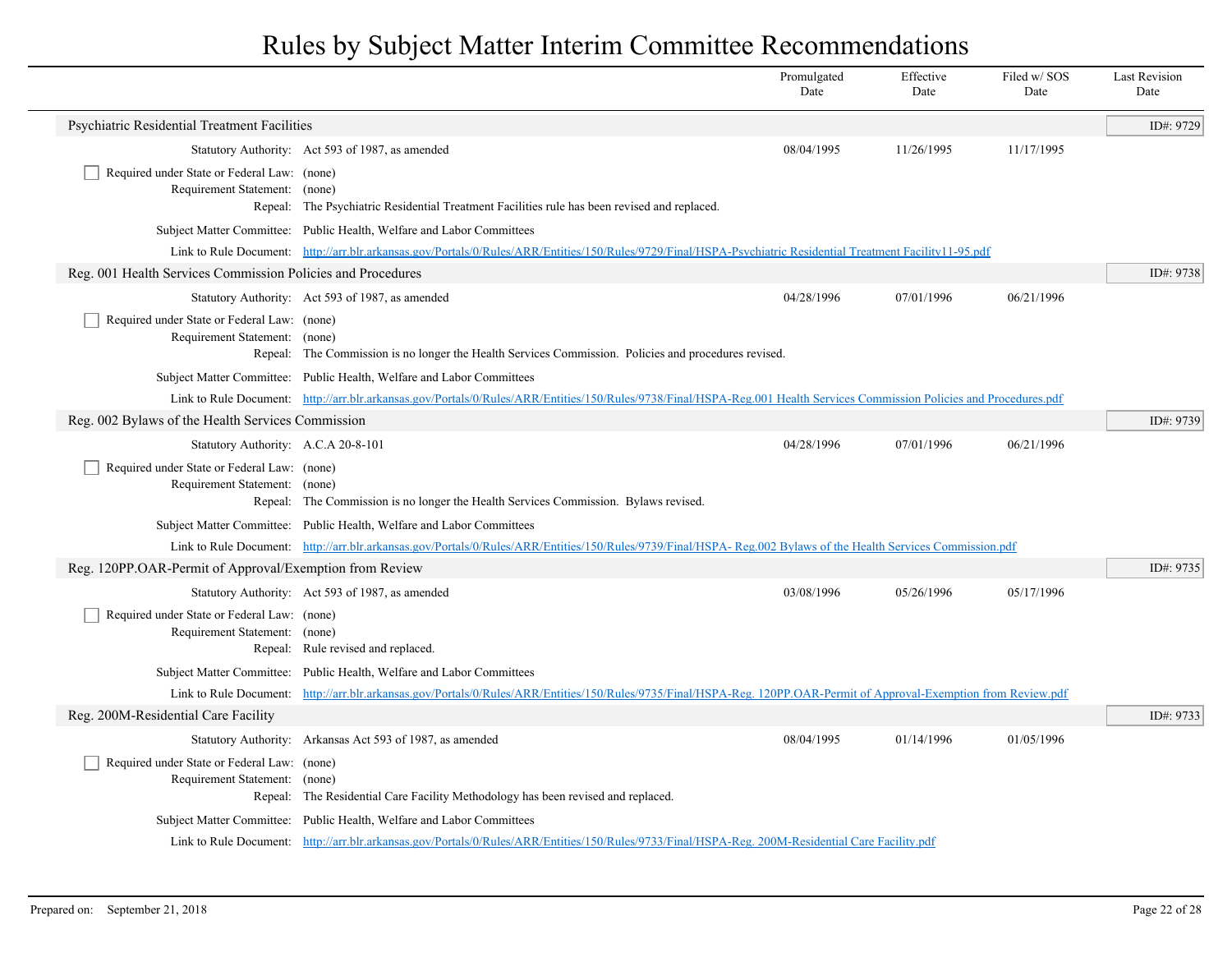# Rules by Subject Matter Interim Committee Recommendations

| | Promulgated Date | Effective Date | Filed w/ SOS Date | Last Revision Date |
|---|---|---|---|---|

## Psychiatric Residential Treatment Facilities

ID#: 9729

| | | Promulgated Date | Effective Date | Filed w/ SOS Date | Last Revision Date |
|---|---|---|---|---|---|
| Statutory Authority: | Act 593 of 1987, as amended | 08/04/1995 | 11/26/1995 | 11/17/1995 | |

- [ ] Required under State or Federal Law: (none)

Requirement Statement: (none)

Repeal: The Psychiatric Residential Treatment Facilities rule has been revised and replaced.

Subject Matter Committee: Public Health, Welfare and Labor Committees

Link to Rule Document: http://arr.blr.arkansas.gov/Portals/0/Rules/ARR/Entities/150/Rules/9729/Final/HSPA-Psychiatric Residential Treatment Facility11-95.pdf

## Reg. 001 Health Services Commission Policies and Procedures

ID#: 9738

| | | Promulgated Date | Effective Date | Filed w/ SOS Date | Last Revision Date |
|---|---|---|---|---|---|
| Statutory Authority: | Act 593 of 1987, as amended | 04/28/1996 | 07/01/1996 | 06/21/1996 | |

- [ ] Required under State or Federal Law: (none)

Requirement Statement: (none)

Repeal: The Commission is no longer the Health Services Commission. Policies and procedures revised.

Subject Matter Committee: Public Health, Welfare and Labor Committees

Link to Rule Document: http://arr.blr.arkansas.gov/Portals/0/Rules/ARR/Entities/150/Rules/9738/Final/HSPA-Reg.001 Health Services Commission Policies and Procedures.pdf

## Reg. 002 Bylaws of the Health Services Commission

ID#: 9739

| | | Promulgated Date | Effective Date | Filed w/ SOS Date | Last Revision Date |
|---|---|---|---|---|---|
| Statutory Authority: | A.C.A 20-8-101 | 04/28/1996 | 07/01/1996 | 06/21/1996 | |

- [ ] Required under State or Federal Law: (none)

Requirement Statement: (none)

Repeal: The Commission is no longer the Health Services Commission. Bylaws revised.

Subject Matter Committee: Public Health, Welfare and Labor Committees

Link to Rule Document: http://arr.blr.arkansas.gov/Portals/0/Rules/ARR/Entities/150/Rules/9739/Final/HSPA- Reg.002 Bylaws of the Health Services Commission.pdf

## Reg. 120PP.OAR-Permit of Approval/Exemption from Review

ID#: 9735

| | | Promulgated Date | Effective Date | Filed w/ SOS Date | Last Revision Date |
|---|---|---|---|---|---|
| Statutory Authority: | Act 593 of 1987, as amended | 03/08/1996 | 05/26/1996 | 05/17/1996 | |

- [ ] Required under State or Federal Law: (none)

Requirement Statement: (none)

Repeal: Rule revised and replaced.

Subject Matter Committee: Public Health, Welfare and Labor Committees

Link to Rule Document: http://arr.blr.arkansas.gov/Portals/0/Rules/ARR/Entities/150/Rules/9735/Final/HSPA-Reg. 120PP.OAR-Permit of Approval-Exemption from Review.pdf

## Reg. 200M-Residential Care Facility

ID#: 9733

| | | Promulgated Date | Effective Date | Filed w/ SOS Date | Last Revision Date |
|---|---|---|---|---|---|
| Statutory Authority: | Arkansas Act 593 of 1987, as amended | 08/04/1995 | 01/14/1996 | 01/05/1996 | |

- [ ] Required under State or Federal Law: (none)

Requirement Statement: (none)

Repeal: The Residential Care Facility Methodology has been revised and replaced.

Subject Matter Committee: Public Health, Welfare and Labor Committees

Link to Rule Document: http://arr.blr.arkansas.gov/Portals/0/Rules/ARR/Entities/150/Rules/9733/Final/HSPA-Reg. 200M-Residential Care Facility.pdf

Prepared on: September 21, 2018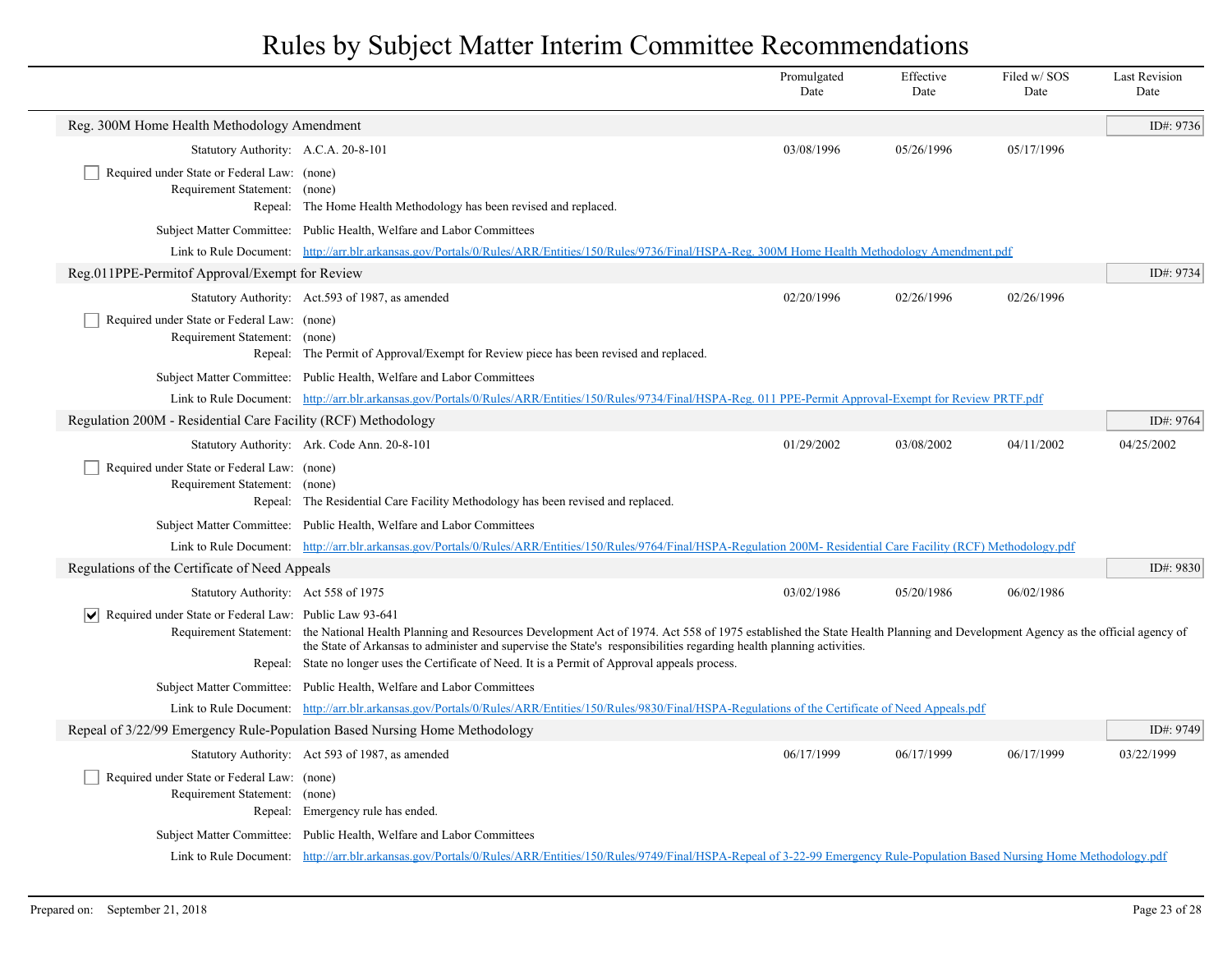# Rules by Subject Matter Interim Committee Recommendations

| | Promulgated Date | Effective Date | Filed w/ SOS Date | Last Revision Date |
|---|---|---|---|---|

## Reg. 300M Home Health Methodology Amendment

ID#: 9736

| | Promulgated Date | Effective Date | Filed w/ SOS Date | Last Revision Date |
|---|---|---|---|---|
| Statutory Authority: A.C.A. 20-8-101 | 03/08/1996 | 05/26/1996 | 05/17/1996 | |

☐ Required under State or Federal Law: (none)

Requirement Statement: (none)

Repeal: The Home Health Methodology has been revised and replaced.

Subject Matter Committee: Public Health, Welfare and Labor Committees

Link to Rule Document: http://arr.blr.arkansas.gov/Portals/0/Rules/ARR/Entities/150/Rules/9736/Final/HSPA-Reg. 300M Home Health Methodology Amendment.pdf

## Reg.011PPE-Permitof Approval/Exempt for Review

ID#: 9734

| | Promulgated Date | Effective Date | Filed w/ SOS Date | Last Revision Date |
|---|---|---|---|---|
| Statutory Authority: Act.593 of 1987, as amended | 02/20/1996 | 02/26/1996 | 02/26/1996 | |

☐ Required under State or Federal Law: (none)

Requirement Statement: (none)

Repeal: The Permit of Approval/Exempt for Review piece has been revised and replaced.

Subject Matter Committee: Public Health, Welfare and Labor Committees

Link to Rule Document: http://arr.blr.arkansas.gov/Portals/0/Rules/ARR/Entities/150/Rules/9734/Final/HSPA-Reg. 011 PPE-Permit Approval-Exempt for Review PRTF.pdf

## Regulation 200M - Residential Care Facility (RCF) Methodology

ID#: 9764

| | Promulgated Date | Effective Date | Filed w/ SOS Date | Last Revision Date |
|---|---|---|---|---|
| Statutory Authority: Ark. Code Ann. 20-8-101 | 01/29/2002 | 03/08/2002 | 04/11/2002 | 04/25/2002 |

☐ Required under State or Federal Law: (none)

Requirement Statement: (none)

Repeal: The Residential Care Facility Methodology has been revised and replaced.

Subject Matter Committee: Public Health, Welfare and Labor Committees

Link to Rule Document: http://arr.blr.arkansas.gov/Portals/0/Rules/ARR/Entities/150/Rules/9764/Final/HSPA-Regulation 200M- Residential Care Facility (RCF) Methodology.pdf

## Regulations of the Certificate of Need Appeals

ID#: 9830

| | Promulgated Date | Effective Date | Filed w/ SOS Date | Last Revision Date |
|---|---|---|---|---|
| Statutory Authority: Act 558 of 1975 | 03/02/1986 | 05/20/1986 | 06/02/1986 | |

☑ Required under State or Federal Law: Public Law 93-641

Requirement Statement: the National Health Planning and Resources Development Act of 1974. Act 558 of 1975 established the State Health Planning and Development Agency as the official agency of the State of Arkansas to administer and supervise the State's responsibilities regarding health planning activities.

Repeal: State no longer uses the Certificate of Need. It is a Permit of Approval appeals process.

Subject Matter Committee: Public Health, Welfare and Labor Committees

Link to Rule Document: http://arr.blr.arkansas.gov/Portals/0/Rules/ARR/Entities/150/Rules/9830/Final/HSPA-Regulations of the Certificate of Need Appeals.pdf

## Repeal of 3/22/99 Emergency Rule-Population Based Nursing Home Methodology

ID#: 9749

| | Promulgated Date | Effective Date | Filed w/ SOS Date | Last Revision Date |
|---|---|---|---|---|
| Statutory Authority: Act 593 of 1987, as amended | 06/17/1999 | 06/17/1999 | 06/17/1999 | 03/22/1999 |

☐ Required under State or Federal Law: (none)

Requirement Statement: (none)

Repeal: Emergency rule has ended.

Subject Matter Committee: Public Health, Welfare and Labor Committees

Link to Rule Document: http://arr.blr.arkansas.gov/Portals/0/Rules/ARR/Entities/150/Rules/9749/Final/HSPA-Repeal of 3-22-99 Emergency Rule-Population Based Nursing Home Methodology.pdf

Prepared on: September 21, 2018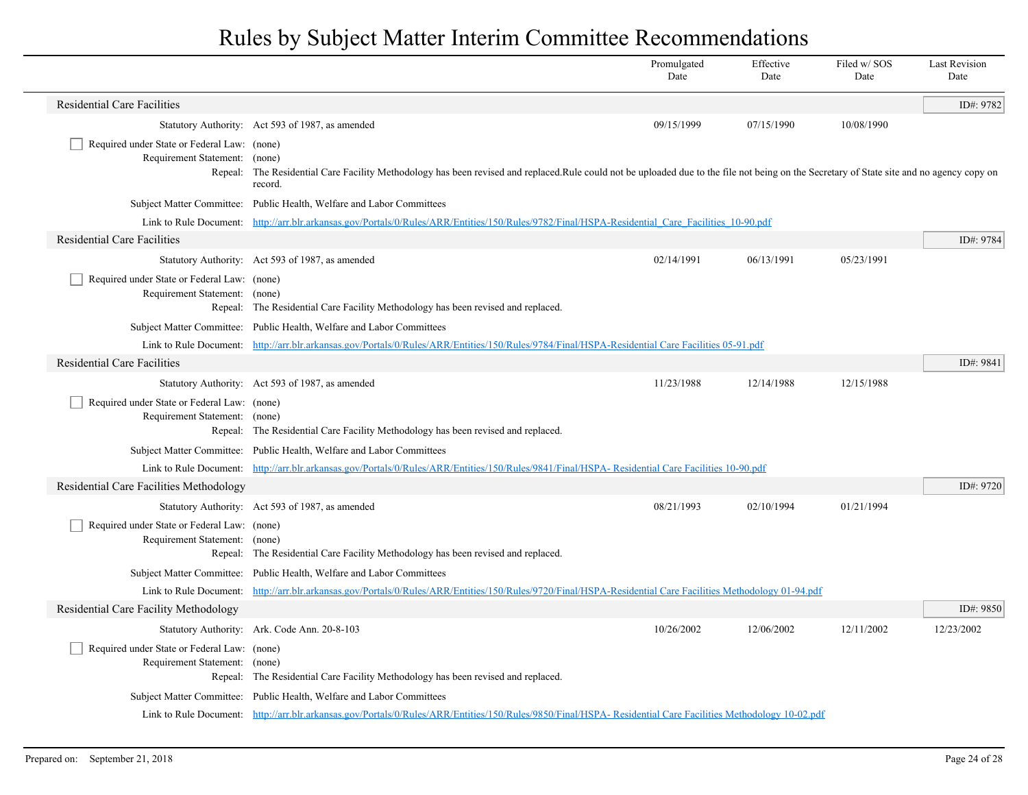# Rules by Subject Matter Interim Committee Recommendations

| | | Promulgated Date | Effective Date | Filed w/ SOS Date | Last Revision Date |
|---|---|---|---|---|---|

## Residential Care Facilities

**ID#: 9782**

| | | Promulgated Date | Effective Date | Filed w/ SOS Date | Last Revision Date |
|---|---|---|---|---|---|
| Statutory Authority: | Act 593 of 1987, as amended | 09/15/1999 | 07/15/1990 | 10/08/1990 | |

- [ ] Required under State or Federal Law: (none)

Requirement Statement: (none)

Repeal: The Residential Care Facility Methodology has been revised and replaced.Rule could not be uploaded due to the file not being on the Secretary of State site and no agency copy on record.

Subject Matter Committee: Public Health, Welfare and Labor Committees

Link to Rule Document: http://arr.blr.arkansas.gov/Portals/0/Rules/ARR/Entities/150/Rules/9782/Final/HSPA-Residential_Care_Facilities_10-90.pdf

## Residential Care Facilities

**ID#: 9784**

| | | Promulgated Date | Effective Date | Filed w/ SOS Date | Last Revision Date |
|---|---|---|---|---|---|
| Statutory Authority: | Act 593 of 1987, as amended | 02/14/1991 | 06/13/1991 | 05/23/1991 | |

- [ ] Required under State or Federal Law: (none)

Requirement Statement: (none)

Repeal: The Residential Care Facility Methodology has been revised and replaced.

Subject Matter Committee: Public Health, Welfare and Labor Committees

Link to Rule Document: http://arr.blr.arkansas.gov/Portals/0/Rules/ARR/Entities/150/Rules/9784/Final/HSPA-Residential Care Facilities 05-91.pdf

## Residential Care Facilities

**ID#: 9841**

| | | Promulgated Date | Effective Date | Filed w/ SOS Date | Last Revision Date |
|---|---|---|---|---|---|
| Statutory Authority: | Act 593 of 1987, as amended | 11/23/1988 | 12/14/1988 | 12/15/1988 | |

- [ ] Required under State or Federal Law: (none)

Requirement Statement: (none)

Repeal: The Residential Care Facility Methodology has been revised and replaced.

Subject Matter Committee: Public Health, Welfare and Labor Committees

Link to Rule Document: http://arr.blr.arkansas.gov/Portals/0/Rules/ARR/Entities/150/Rules/9841/Final/HSPA- Residential Care Facilities 10-90.pdf

## Residential Care Facilities Methodology

**ID#: 9720**

| | | Promulgated Date | Effective Date | Filed w/ SOS Date | Last Revision Date |
|---|---|---|---|---|---|
| Statutory Authority: | Act 593 of 1987, as amended | 08/21/1993 | 02/10/1994 | 01/21/1994 | |

- [ ] Required under State or Federal Law: (none)

Requirement Statement: (none)

Repeal: The Residential Care Facility Methodology has been revised and replaced.

Subject Matter Committee: Public Health, Welfare and Labor Committees

Link to Rule Document: http://arr.blr.arkansas.gov/Portals/0/Rules/ARR/Entities/150/Rules/9720/Final/HSPA-Residential Care Facilities Methodology 01-94.pdf

## Residential Care Facility Methodology

**ID#: 9850**

| | | Promulgated Date | Effective Date | Filed w/ SOS Date | Last Revision Date |
|---|---|---|---|---|---|
| Statutory Authority: | Ark. Code Ann. 20-8-103 | 10/26/2002 | 12/06/2002 | 12/11/2002 | 12/23/2002 |

- [ ] Required under State or Federal Law: (none)

Requirement Statement: (none)

Repeal: The Residential Care Facility Methodology has been revised and replaced.

Subject Matter Committee: Public Health, Welfare and Labor Committees

Link to Rule Document: http://arr.blr.arkansas.gov/Portals/0/Rules/ARR/Entities/150/Rules/9850/Final/HSPA- Residential Care Facilities Methodology 10-02.pdf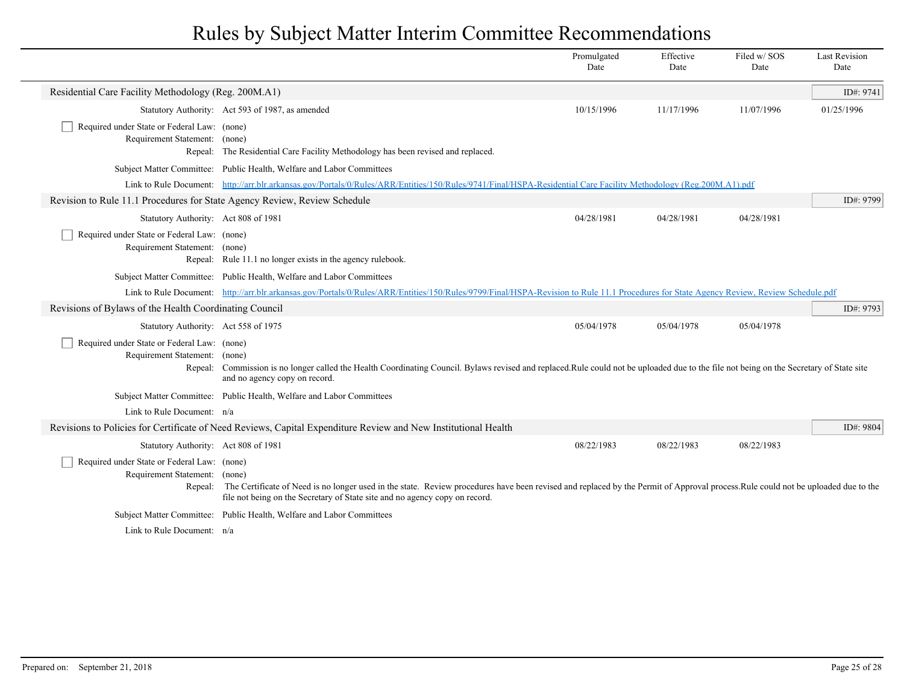# Rules by Subject Matter Interim Committee Recommendations

| | Promulgated Date | Effective Date | Filed w/ SOS Date | Last Revision Date |
|---|---|---|---|---|

## Residential Care Facility Methodology (Reg. 200M.A1)

ID#: 9741

| | Promulgated Date | Effective Date | Filed w/ SOS Date | Last Revision Date |
|---|---|---|---|---|
| Statutory Authority: Act 593 of 1987, as amended | 10/15/1996 | 11/17/1996 | 11/07/1996 | 01/25/1996 |

- [ ] Required under State or Federal Law: (none)

Requirement Statement: (none)

Repeal: The Residential Care Facility Methodology has been revised and replaced.

Subject Matter Committee: Public Health, Welfare and Labor Committees

Link to Rule Document: [http://arr.blr.arkansas.gov/Portals/0/Rules/ARR/Entities/150/Rules/9741/Final/HSPA-Residential Care Facility Methodology (Reg.200M.A1).pdf](http://arr.blr.arkansas.gov/Portals/0/Rules/ARR/Entities/150/Rules/9741/Final/HSPA-Residential Care Facility Methodology (Reg.200M.A1).pdf)

## Revision to Rule 11.1 Procedures for State Agency Review, Review Schedule

ID#: 9799

| | Promulgated Date | Effective Date | Filed w/ SOS Date | Last Revision Date |
|---|---|---|---|---|
| Statutory Authority: Act 808 of 1981 | 04/28/1981 | 04/28/1981 | 04/28/1981 | |

- [ ] Required under State or Federal Law: (none)

Requirement Statement: (none)

Repeal: Rule 11.1 no longer exists in the agency rulebook.

Subject Matter Committee: Public Health, Welfare and Labor Committees

Link to Rule Document: [http://arr.blr.arkansas.gov/Portals/0/Rules/ARR/Entities/150/Rules/9799/Final/HSPA-Revision to Rule 11.1 Procedures for State Agency Review, Review Schedule.pdf](http://arr.blr.arkansas.gov/Portals/0/Rules/ARR/Entities/150/Rules/9799/Final/HSPA-Revision to Rule 11.1 Procedures for State Agency Review, Review Schedule.pdf)

## Revisions of Bylaws of the Health Coordinating Council

ID#: 9793

| | Promulgated Date | Effective Date | Filed w/ SOS Date | Last Revision Date |
|---|---|---|---|---|
| Statutory Authority: Act 558 of 1975 | 05/04/1978 | 05/04/1978 | 05/04/1978 | |

- [ ] Required under State or Federal Law: (none)

Requirement Statement: (none)

Repeal: Commission is no longer called the Health Coordinating Council. Bylaws revised and replaced.Rule could not be uploaded due to the file not being on the Secretary of State site and no agency copy on record.

Subject Matter Committee: Public Health, Welfare and Labor Committees

Link to Rule Document: n/a

## Revisions to Policies for Certificate of Need Reviews, Capital Expenditure Review and New Institutional Health

ID#: 9804

| | Promulgated Date | Effective Date | Filed w/ SOS Date | Last Revision Date |
|---|---|---|---|---|
| Statutory Authority: Act 808 of 1981 | 08/22/1983 | 08/22/1983 | 08/22/1983 | |

- [ ] Required under State or Federal Law: (none)

Requirement Statement: (none)

Repeal: The Certificate of Need is no longer used in the state. Review procedures have been revised and replaced by the Permit of Approval process.Rule could not be uploaded due to the file not being on the Secretary of State site and no agency copy on record.

Subject Matter Committee: Public Health, Welfare and Labor Committees

Link to Rule Document: n/a

Prepared on: September 21, 2018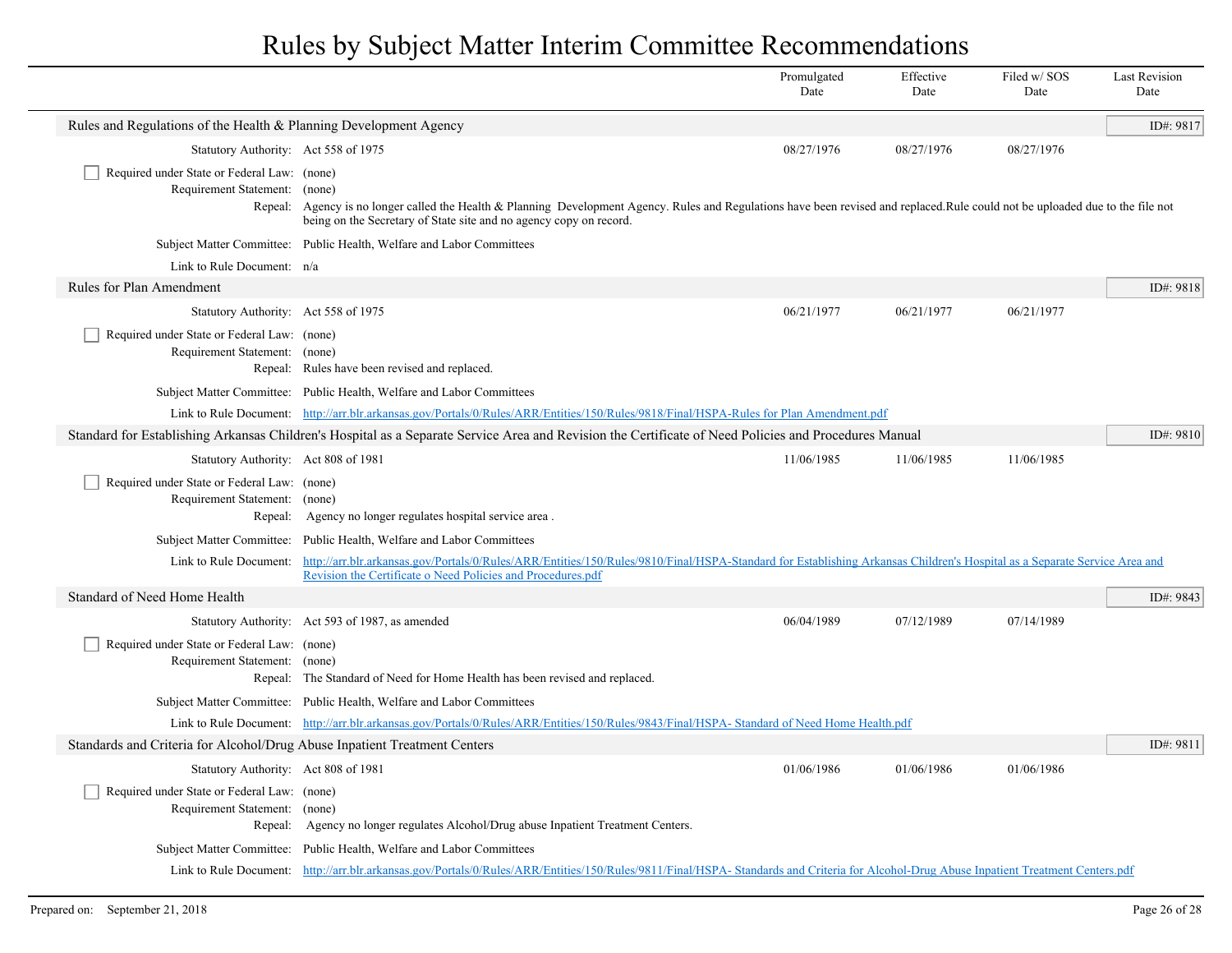# Rules by Subject Matter Interim Committee Recommendations

| | Promulgated Date | Effective Date | Filed w/ SOS Date | Last Revision Date |
|---|---|---|---|---|

## Rules and Regulations of the Health & Planning Development Agency

ID#: 9817

| | Promulgated Date | Effective Date | Filed w/ SOS Date | Last Revision Date |
|---|---|---|---|---|
| Statutory Authority: Act 558 of 1975 | 08/27/1976 | 08/27/1976 | 08/27/1976 | |

- [ ] Required under State or Federal Law: (none)

Requirement Statement: (none)

Repeal: Agency is no longer called the Health & Planning Development Agency. Rules and Regulations have been revised and replaced.Rule could not be uploaded due to the file not being on the Secretary of State site and no agency copy on record.

Subject Matter Committee: Public Health, Welfare and Labor Committees

Link to Rule Document: n/a

## Rules for Plan Amendment

ID#: 9818

| | Promulgated Date | Effective Date | Filed w/ SOS Date | Last Revision Date |
|---|---|---|---|---|
| Statutory Authority: Act 558 of 1975 | 06/21/1977 | 06/21/1977 | 06/21/1977 | |

- [ ] Required under State or Federal Law: (none)

Requirement Statement: (none)

Repeal: Rules have been revised and replaced.

Subject Matter Committee: Public Health, Welfare and Labor Committees

Link to Rule Document: http://arr.blr.arkansas.gov/Portals/0/Rules/ARR/Entities/150/Rules/9818/Final/HSPA-Rules for Plan Amendment.pdf

## Standard for Establishing Arkansas Children's Hospital as a Separate Service Area and Revision the Certificate of Need Policies and Procedures Manual

ID#: 9810

| | Promulgated Date | Effective Date | Filed w/ SOS Date | Last Revision Date |
|---|---|---|---|---|
| Statutory Authority: Act 808 of 1981 | 11/06/1985 | 11/06/1985 | 11/06/1985 | |

- [ ] Required under State or Federal Law: (none)

Requirement Statement: (none)

Repeal: Agency no longer regulates hospital service area .

Subject Matter Committee: Public Health, Welfare and Labor Committees

Link to Rule Document: http://arr.blr.arkansas.gov/Portals/0/Rules/ARR/Entities/150/Rules/9810/Final/HSPA-Standard for Establishing Arkansas Children's Hospital as a Separate Service Area and Revision the Certificate o Need Policies and Procedures.pdf

## Standard of Need Home Health

ID#: 9843

| | Promulgated Date | Effective Date | Filed w/ SOS Date | Last Revision Date |
|---|---|---|---|---|
| Statutory Authority: Act 593 of 1987, as amended | 06/04/1989 | 07/12/1989 | 07/14/1989 | |

- [ ] Required under State or Federal Law: (none)

Requirement Statement: (none)

Repeal: The Standard of Need for Home Health has been revised and replaced.

Subject Matter Committee: Public Health, Welfare and Labor Committees

Link to Rule Document: http://arr.blr.arkansas.gov/Portals/0/Rules/ARR/Entities/150/Rules/9843/Final/HSPA- Standard of Need Home Health.pdf

## Standards and Criteria for Alcohol/Drug Abuse Inpatient Treatment Centers

ID#: 9811

| | Promulgated Date | Effective Date | Filed w/ SOS Date | Last Revision Date |
|---|---|---|---|---|
| Statutory Authority: Act 808 of 1981 | 01/06/1986 | 01/06/1986 | 01/06/1986 | |

- [ ] Required under State or Federal Law: (none)

Requirement Statement: (none)

Repeal: Agency no longer regulates Alcohol/Drug abuse Inpatient Treatment Centers.

Subject Matter Committee: Public Health, Welfare and Labor Committees

Link to Rule Document: http://arr.blr.arkansas.gov/Portals/0/Rules/ARR/Entities/150/Rules/9811/Final/HSPA- Standards and Criteria for Alcohol-Drug Abuse Inpatient Treatment Centers.pdf

Prepared on: September 21, 2018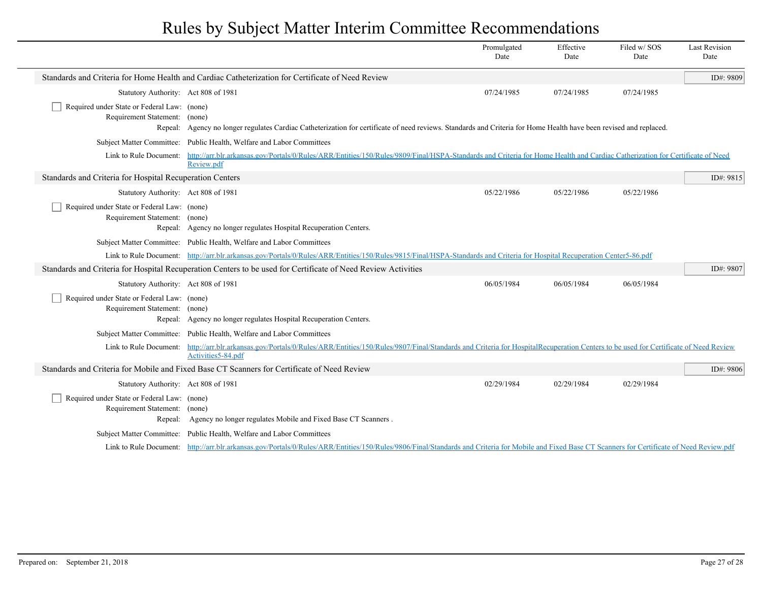# Rules by Subject Matter Interim Committee Recommendations

| | Promulgated Date | Effective Date | Filed w/ SOS Date | Last Revision Date |
|---|---|---|---|---|

## Standards and Criteria for Home Health and Cardiac Catheterization for Certificate of Need Review

**ID#: 9809**

| | Promulgated Date | Effective Date | Filed w/ SOS Date | Last Revision Date |
|---|---|---|---|---|
| Statutory Authority: Act 808 of 1981 | 07/24/1985 | 07/24/1985 | 07/24/1985 | |

- [ ] Required under State or Federal Law: (none)

Requirement Statement: (none)

Repeal: Agency no longer regulates Cardiac Catheterization for certificate of need reviews. Standards and Criteria for Home Health have been revised and replaced.

Subject Matter Committee: Public Health, Welfare and Labor Committees

Link to Rule Document: http://arr.blr.arkansas.gov/Portals/0/Rules/ARR/Entities/150/Rules/9809/Final/HSPA-Standards and Criteria for Home Health and Cardiac Catherization for Certificate of Need Review.pdf

## Standards and Criteria for Hospital Recuperation Centers

**ID#: 9815**

| | Promulgated Date | Effective Date | Filed w/ SOS Date | Last Revision Date |
|---|---|---|---|---|
| Statutory Authority: Act 808 of 1981 | 05/22/1986 | 05/22/1986 | 05/22/1986 | |

- [ ] Required under State or Federal Law: (none)

Requirement Statement: (none)

Repeal: Agency no longer regulates Hospital Recuperation Centers.

Subject Matter Committee: Public Health, Welfare and Labor Committees

Link to Rule Document: http://arr.blr.arkansas.gov/Portals/0/Rules/ARR/Entities/150/Rules/9815/Final/HSPA-Standards and Criteria for Hospital Recuperation Center5-86.pdf

## Standards and Criteria for Hospital Recuperation Centers to be used for Certificate of Need Review Activities

**ID#: 9807**

| | Promulgated Date | Effective Date | Filed w/ SOS Date | Last Revision Date |
|---|---|---|---|---|
| Statutory Authority: Act 808 of 1981 | 06/05/1984 | 06/05/1984 | 06/05/1984 | |

- [ ] Required under State or Federal Law: (none)

Requirement Statement: (none)

Repeal: Agency no longer regulates Hospital Recuperation Centers.

Subject Matter Committee: Public Health, Welfare and Labor Committees

Link to Rule Document: http://arr.blr.arkansas.gov/Portals/0/Rules/ARR/Entities/150/Rules/9807/Final/Standards and Criteria for HospitalRecuperation Centers to be used for Certificate of Need Review Activities5-84.pdf

## Standards and Criteria for Mobile and Fixed Base CT Scanners for Certificate of Need Review

**ID#: 9806**

| | Promulgated Date | Effective Date | Filed w/ SOS Date | Last Revision Date |
|---|---|---|---|---|
| Statutory Authority: Act 808 of 1981 | 02/29/1984 | 02/29/1984 | 02/29/1984 | |

- [ ] Required under State or Federal Law: (none)

Requirement Statement: (none)

Repeal: Agency no longer regulates Mobile and Fixed Base CT Scanners .

Subject Matter Committee: Public Health, Welfare and Labor Committees

Link to Rule Document: http://arr.blr.arkansas.gov/Portals/0/Rules/ARR/Entities/150/Rules/9806/Final/Standards and Criteria for Mobile and Fixed Base CT Scanners for Certificate of Need Review.pdf

Prepared on: September 21, 2018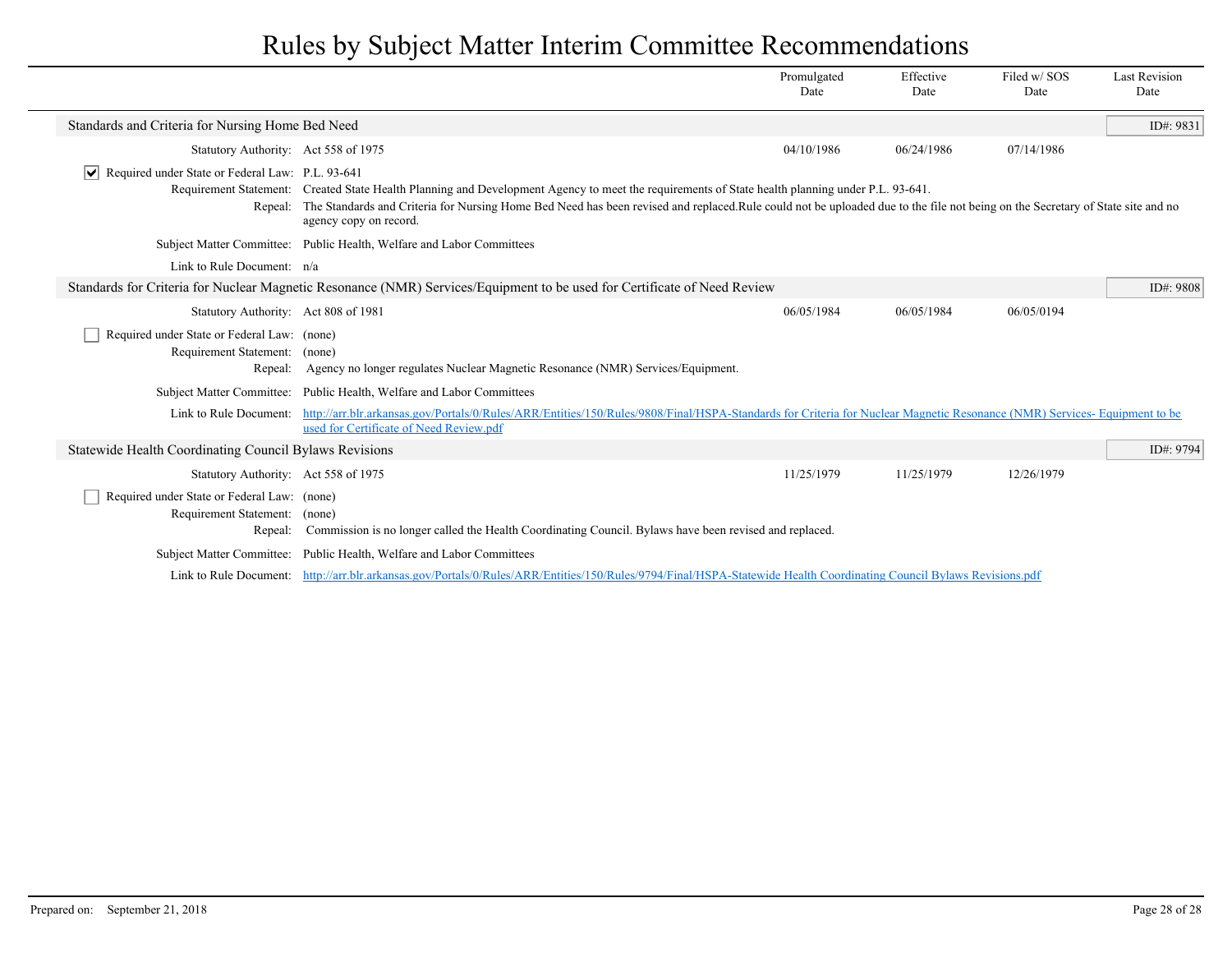# Rules by Subject Matter Interim Committee Recommendations

| | Promulgated Date | Effective Date | Filed w/ SOS Date | Last Revision Date |
|---|---|---|---|---|

## Standards and Criteria for Nursing Home Bed Need

ID#: 9831

| | Promulgated Date | Effective Date | Filed w/ SOS Date | Last Revision Date |
|---|---|---|---|---|
| Statutory Authority: Act 558 of 1975 | 04/10/1986 | 06/24/1986 | 07/14/1986 | |

☑ Required under State or Federal Law: P.L. 93-641

Requirement Statement: Created State Health Planning and Development Agency to meet the requirements of State health planning under P.L. 93-641.

Repeal: The Standards and Criteria for Nursing Home Bed Need has been revised and replaced.Rule could not be uploaded due to the file not being on the Secretary of State site and no agency copy on record.

Subject Matter Committee: Public Health, Welfare and Labor Committees

Link to Rule Document: n/a

## Standards for Criteria for Nuclear Magnetic Resonance (NMR) Services/Equipment to be used for Certificate of Need Review

ID#: 9808

| | Promulgated Date | Effective Date | Filed w/ SOS Date | Last Revision Date |
|---|---|---|---|---|
| Statutory Authority: Act 808 of 1981 | 06/05/1984 | 06/05/1984 | 06/05/0194 | |

☐ Required under State or Federal Law: (none)

Requirement Statement: (none)

Repeal: Agency no longer regulates Nuclear Magnetic Resonance (NMR) Services/Equipment.

Subject Matter Committee: Public Health, Welfare and Labor Committees

Link to Rule Document: http://arr.blr.arkansas.gov/Portals/0/Rules/ARR/Entities/150/Rules/9808/Final/HSPA-Standards for Criteria for Nuclear Magnetic Resonance (NMR) Services- Equipment to be used for Certificate of Need Review.pdf

## Statewide Health Coordinating Council Bylaws Revisions

ID#: 9794

| | Promulgated Date | Effective Date | Filed w/ SOS Date | Last Revision Date |
|---|---|---|---|---|
| Statutory Authority: Act 558 of 1975 | 11/25/1979 | 11/25/1979 | 12/26/1979 | |

☐ Required under State or Federal Law: (none)

Requirement Statement: (none)

Repeal: Commission is no longer called the Health Coordinating Council. Bylaws have been revised and replaced.

Subject Matter Committee: Public Health, Welfare and Labor Committees

Link to Rule Document: http://arr.blr.arkansas.gov/Portals/0/Rules/ARR/Entities/150/Rules/9794/Final/HSPA-Statewide Health Coordinating Council Bylaws Revisions.pdf

Prepared on: September 21, 2018